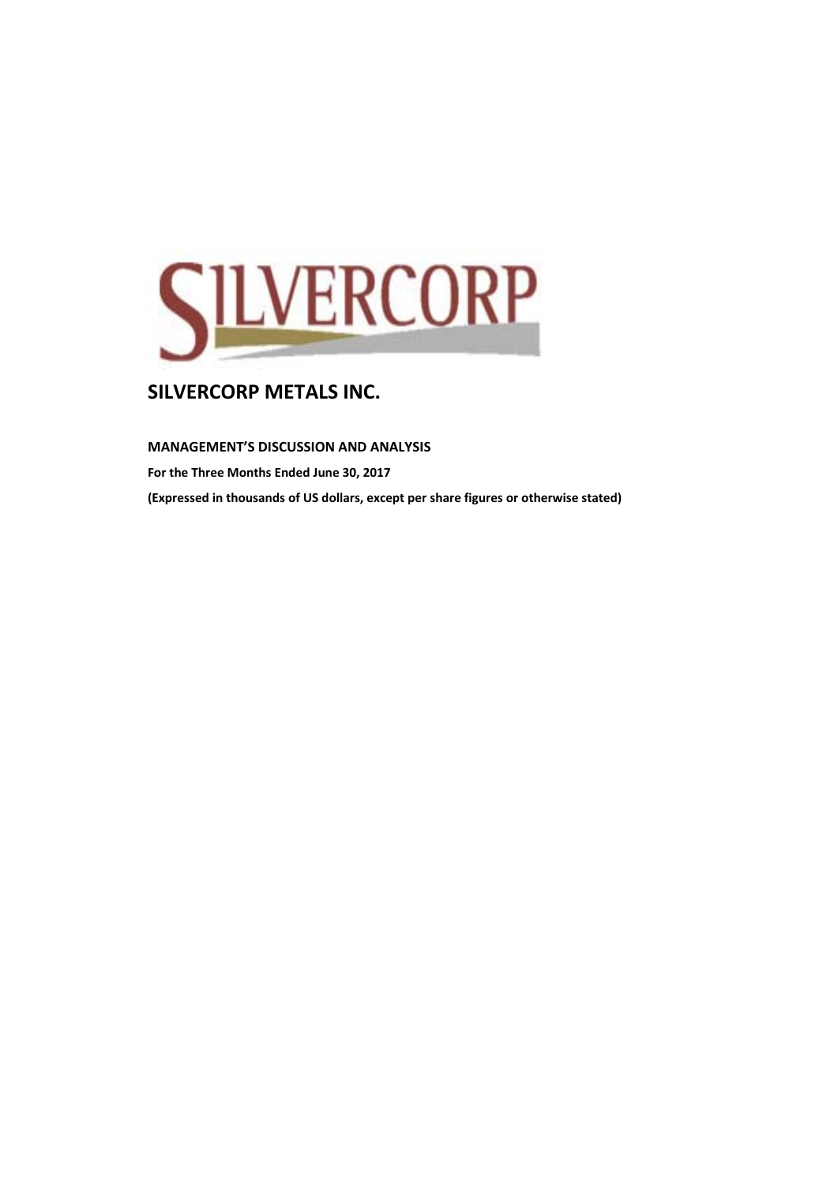SILVERCORP

# SILVERCORP METALS INC.

**MANAGEMENT'S DISCUSSION AND ANALYSIS**

**For the Three Months Ended June 30, 2017**

**(Expressed in thousands of US dollars, except per share figures or otherwise stated)**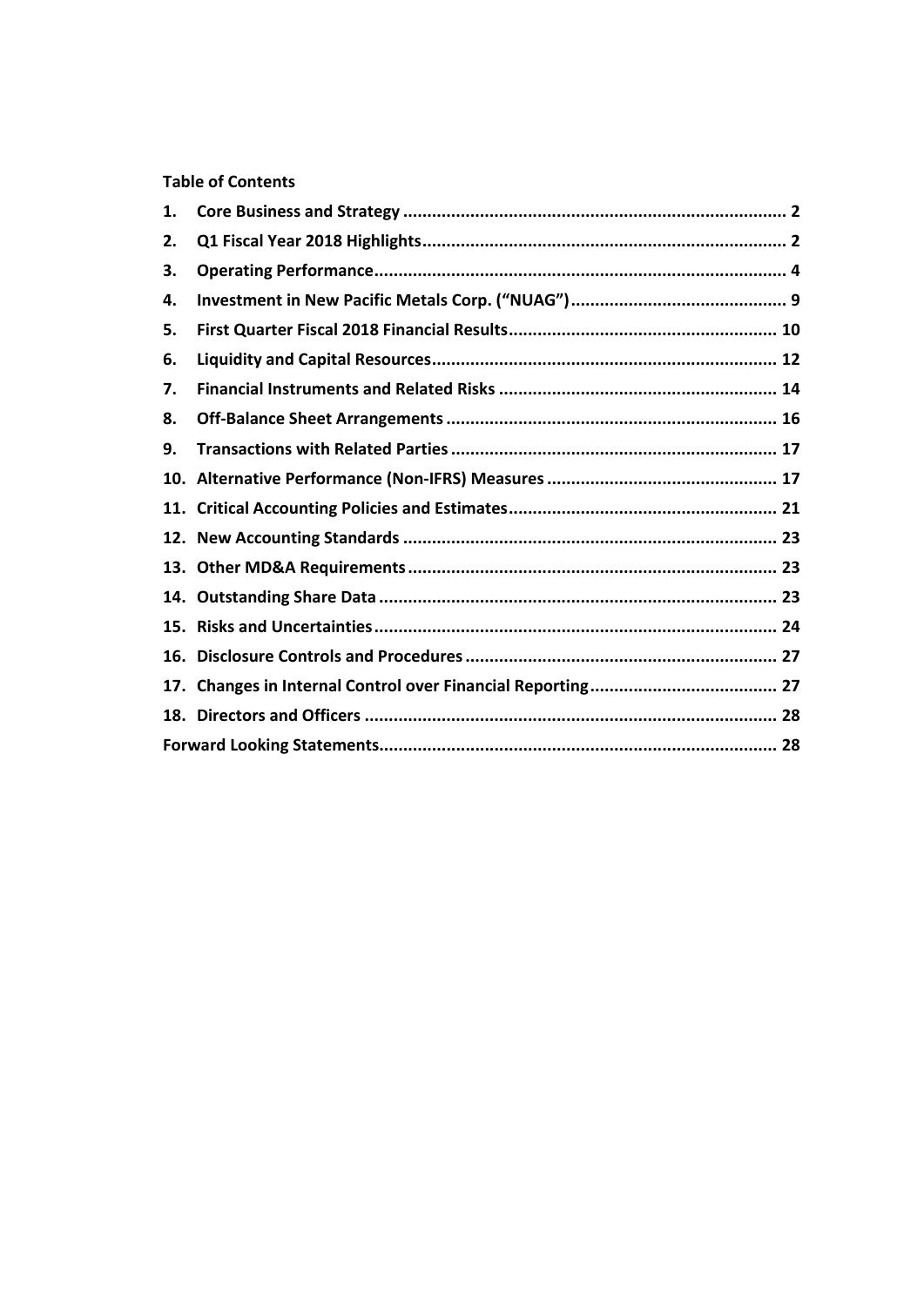**Table of Contents**

| | | |
|---|---|---|
| 1. | Core Business and Strategy | 2 |
| 2. | Q1 Fiscal Year 2018 Highlights | 2 |
| 3. | Operating Performance | 4 |
| 4. | Investment in New Pacific Metals Corp. ("NUAG") | 9 |
| 5. | First Quarter Fiscal 2018 Financial Results | 10 |
| 6. | Liquidity and Capital Resources | 12 |
| 7. | Financial Instruments and Related Risks | 14 |
| 8. | Off-Balance Sheet Arrangements | 16 |
| 9. | Transactions with Related Parties | 17 |
| 10. | Alternative Performance (Non-IFRS) Measures | 17 |
| 11. | Critical Accounting Policies and Estimates | 21 |
| 12. | New Accounting Standards | 23 |
| 13. | Other MD&A Requirements | 23 |
| 14. | Outstanding Share Data | 23 |
| 15. | Risks and Uncertainties | 24 |
| 16. | Disclosure Controls and Procedures | 27 |
| 17. | Changes in Internal Control over Financial Reporting | 27 |
| 18. | Directors and Officers | 28 |
| | Forward Looking Statements | 28 |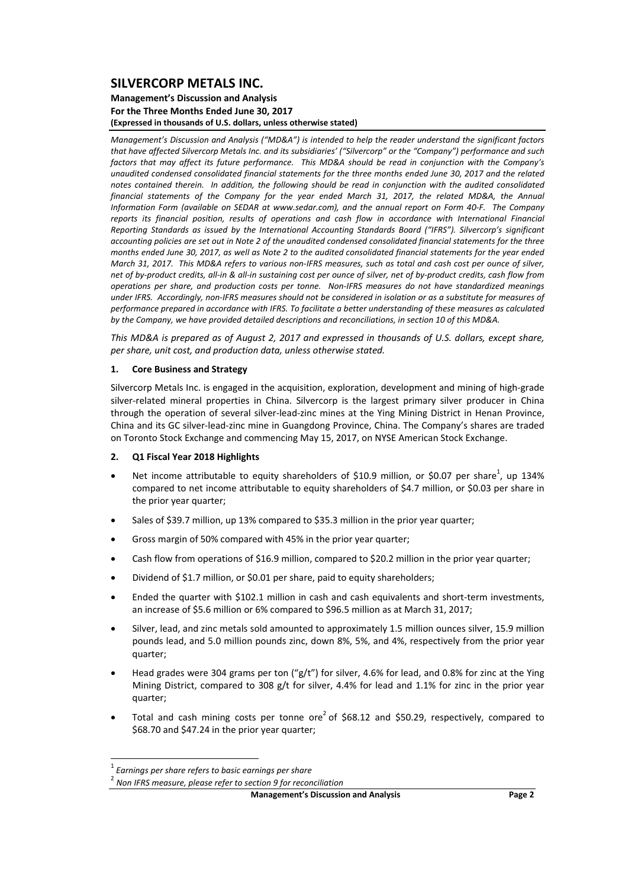# SILVERCORP METALS INC.

**Management's Discussion and Analysis**
**For the Three Months Ended June 30, 2017**
**(Expressed in thousands of U.S. dollars, unless otherwise stated)**

*Management's Discussion and Analysis ("MD&A") is intended to help the reader understand the significant factors that have affected Silvercorp Metals Inc. and its subsidiaries' ("Silvercorp" or the "Company") performance and such factors that may affect its future performance. This MD&A should be read in conjunction with the Company's unaudited condensed consolidated financial statements for the three months ended June 30, 2017 and the related notes contained therein. In addition, the following should be read in conjunction with the audited consolidated financial statements of the Company for the year ended March 31, 2017, the related MD&A, the Annual Information Form (available on SEDAR at www.sedar.com), and the annual report on Form 40-F. The Company reports its financial position, results of operations and cash flow in accordance with International Financial Reporting Standards as issued by the International Accounting Standards Board ("IFRS"). Silvercorp's significant accounting policies are set out in Note 2 of the unaudited condensed consolidated financial statements for the three months ended June 30, 2017, as well as Note 2 to the audited consolidated financial statements for the year ended March 31, 2017. This MD&A refers to various non-IFRS measures, such as total and cash cost per ounce of silver, net of by-product credits, all-in & all-in sustaining cost per ounce of silver, net of by-product credits, cash flow from operations per share, and production costs per tonne. Non-IFRS measures do not have standardized meanings under IFRS. Accordingly, non-IFRS measures should not be considered in isolation or as a substitute for measures of performance prepared in accordance with IFRS. To facilitate a better understanding of these measures as calculated by the Company, we have provided detailed descriptions and reconciliations, in section 10 of this MD&A.*

*This MD&A is prepared as of August 2, 2017 and expressed in thousands of U.S. dollars, except share, per share, unit cost, and production data, unless otherwise stated.*

## 1. Core Business and Strategy

Silvercorp Metals Inc. is engaged in the acquisition, exploration, development and mining of high-grade silver-related mineral properties in China. Silvercorp is the largest primary silver producer in China through the operation of several silver-lead-zinc mines at the Ying Mining District in Henan Province, China and its GC silver-lead-zinc mine in Guangdong Province, China. The Company's shares are traded on Toronto Stock Exchange and commencing May 15, 2017, on NYSE American Stock Exchange.

## 2. Q1 Fiscal Year 2018 Highlights

- Net income attributable to equity shareholders of $10.9 million, or $0.07 per share[1], up 134% compared to net income attributable to equity shareholders of $4.7 million, or $0.03 per share in the prior year quarter;
- Sales of $39.7 million, up 13% compared to $35.3 million in the prior year quarter;
- Gross margin of 50% compared with 45% in the prior year quarter;
- Cash flow from operations of $16.9 million, compared to $20.2 million in the prior year quarter;
- Dividend of $1.7 million, or $0.01 per share, paid to equity shareholders;
- Ended the quarter with $102.1 million in cash and cash equivalents and short-term investments, an increase of $5.6 million or 6% compared to $96.5 million as at March 31, 2017;
- Silver, lead, and zinc metals sold amounted to approximately 1.5 million ounces silver, 15.9 million pounds lead, and 5.0 million pounds zinc, down 8%, 5%, and 4%, respectively from the prior year quarter;
- Head grades were 304 grams per ton ("g/t") for silver, 4.6% for lead, and 0.8% for zinc at the Ying Mining District, compared to 308 g/t for silver, 4.4% for lead and 1.1% for zinc in the prior year quarter;
- Total and cash mining costs per tonne ore[2] of $68.12 and $50.29, respectively, compared to $68.70 and $47.24 in the prior year quarter;

[1] *Earnings per share refers to basic earnings per share*
[2] *Non IFRS measure, please refer to section 9 for reconciliation*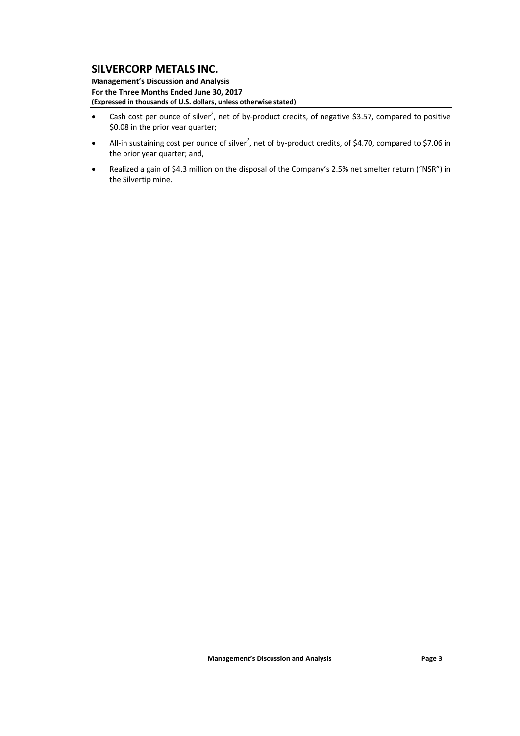- Cash cost per ounce of silver[2], net of by-product credits, of negative $3.57, compared to positive $0.08 in the prior year quarter;
- All-in sustaining cost per ounce of silver[2], net of by-product credits, of $4.70, compared to $7.06 in the prior year quarter; and,
- Realized a gain of $4.3 million on the disposal of the Company's 2.5% net smelter return ("NSR") in the Silvertip mine.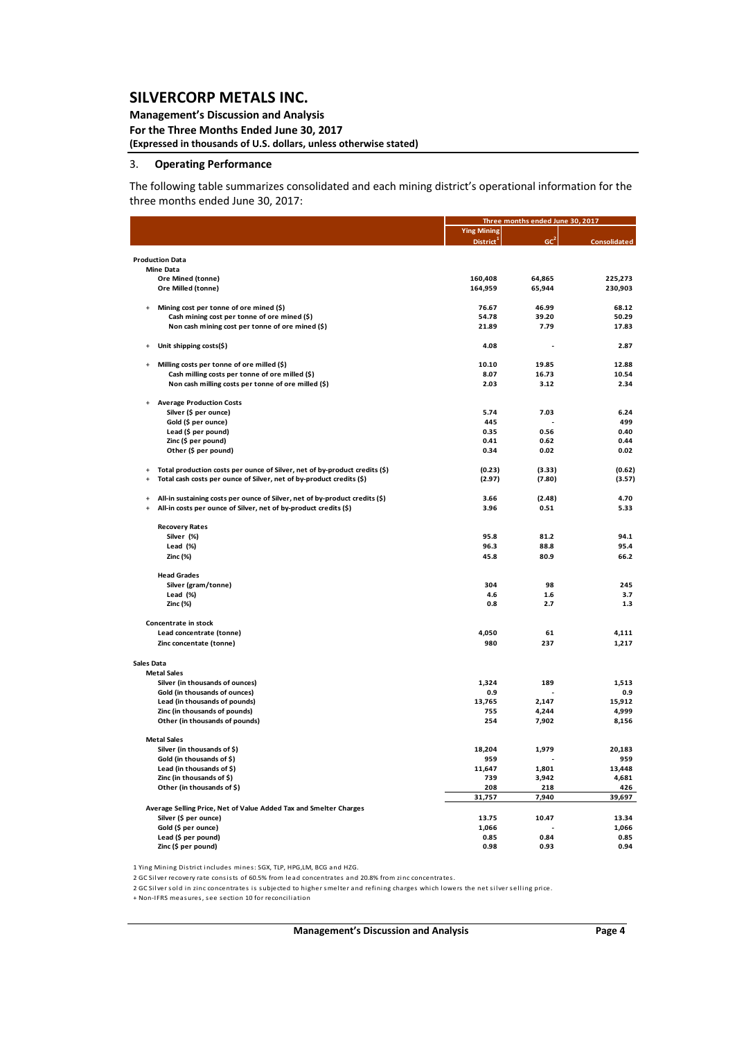## 3. **Operating Performance**

The following table summarizes consolidated and each mining district's operational information for the three months ended June 30, 2017:

| | Three months ended June 30, 2017 | | |
|---|---|---|---|
| | Ying Mining District[1] | GC[2] | Consolidated |
| **Production Data** | | | |
| **Mine Data** | | | |
| Ore Mined (tonne) | 160,408 | 64,865 | 225,273 |
| Ore Milled (tonne) | 164,959 | 65,944 | 230,903 |
| + Mining cost per tonne of ore mined ($) | 76.67 | 46.99 | 68.12 |
| Cash mining cost per tonne of ore mined ($) | 54.78 | 39.20 | 50.29 |
| Non cash mining cost per tonne of ore mined ($) | 21.89 | 7.79 | 17.83 |
| + Unit shipping costs($) | 4.08 | - | 2.87 |
| + Milling costs per tonne of ore milled ($) | 10.10 | 19.85 | 12.88 |
| Cash milling costs per tonne of ore milled ($) | 8.07 | 16.73 | 10.54 |
| Non cash milling costs per tonne of ore milled ($) | 2.03 | 3.12 | 2.34 |
| + Average Production Costs | | | |
| Silver ($ per ounce) | 5.74 | 7.03 | 6.24 |
| Gold ($ per ounce) | 445 | - | 499 |
| Lead ($ per pound) | 0.35 | 0.56 | 0.40 |
| Zinc ($ per pound) | 0.41 | 0.62 | 0.44 |
| Other ($ per pound) | 0.34 | 0.02 | 0.02 |
| + Total production costs per ounce of Silver, net of by-product credits ($) | (0.23) | (3.33) | (0.62) |
| + Total cash costs per ounce of Silver, net of by-product credits ($) | (2.97) | (7.80) | (3.57) |
| + All-in sustaining costs per ounce of Silver, net of by-product credits ($) | 3.66 | (2.48) | 4.70 |
| + All-in costs per ounce of Silver, net of by-product credits ($) | 3.96 | 0.51 | 5.33 |
| **Recovery Rates** | | | |
| Silver (%) | 95.8 | 81.2 | 94.1 |
| Lead (%) | 96.3 | 88.8 | 95.4 |
| Zinc (%) | 45.8 | 80.9 | 66.2 |
| **Head Grades** | | | |
| Silver (gram/tonne) | 304 | 98 | 245 |
| Lead (%) | 4.6 | 1.6 | 3.7 |
| Zinc (%) | 0.8 | 2.7 | 1.3 |
| **Concentrate in stock** | | | |
| Lead concentrate (tonne) | 4,050 | 61 | 4,111 |
| Zinc concentate (tonne) | 980 | 237 | 1,217 |
| **Sales Data** | | | |
| **Metal Sales** | | | |
| Silver (in thousands of ounces) | 1,324 | 189 | 1,513 |
| Gold (in thousands of ounces) | 0.9 | - | 0.9 |
| Lead (in thousands of pounds) | 13,765 | 2,147 | 15,912 |
| Zinc (in thousands of pounds) | 755 | 4,244 | 4,999 |
| Other (in thousands of pounds) | 254 | 7,902 | 8,156 |
| **Metal Sales** | | | |
| Silver (in thousands of $) | 18,204 | 1,979 | 20,183 |
| Gold (in thousands of $) | 959 | - | 959 |
| Lead (in thousands of $) | 11,647 | 1,801 | 13,448 |
| Zinc (in thousands of $) | 739 | 3,942 | 4,681 |
| Other (in thousands of $) | 208 | 218 | 426 |
| | 31,757 | 7,940 | 39,697 |
| **Average Selling Price, Net of Value Added Tax and Smelter Charges** | | | |
| Silver ($ per ounce) | 13.75 | 10.47 | 13.34 |
| Gold ($ per ounce) | 1,066 | - | 1,066 |
| Lead ($ per pound) | 0.85 | 0.84 | 0.85 |
| Zinc ($ per pound) | 0.98 | 0.93 | 0.94 |

1 Ying Mining District includes mines: SGX, TLP, HPG,LM, BCG and HZG.

2 GC Silver recovery rate consists of 60.5% from lead concentrates and 20.8% from zinc concentrates.

2 GC Silver sold in zinc concentrates is subjected to higher smelter and refining charges which lowers the net silver selling price.

+ Non-IFRS measures, see section 10 for reconciliation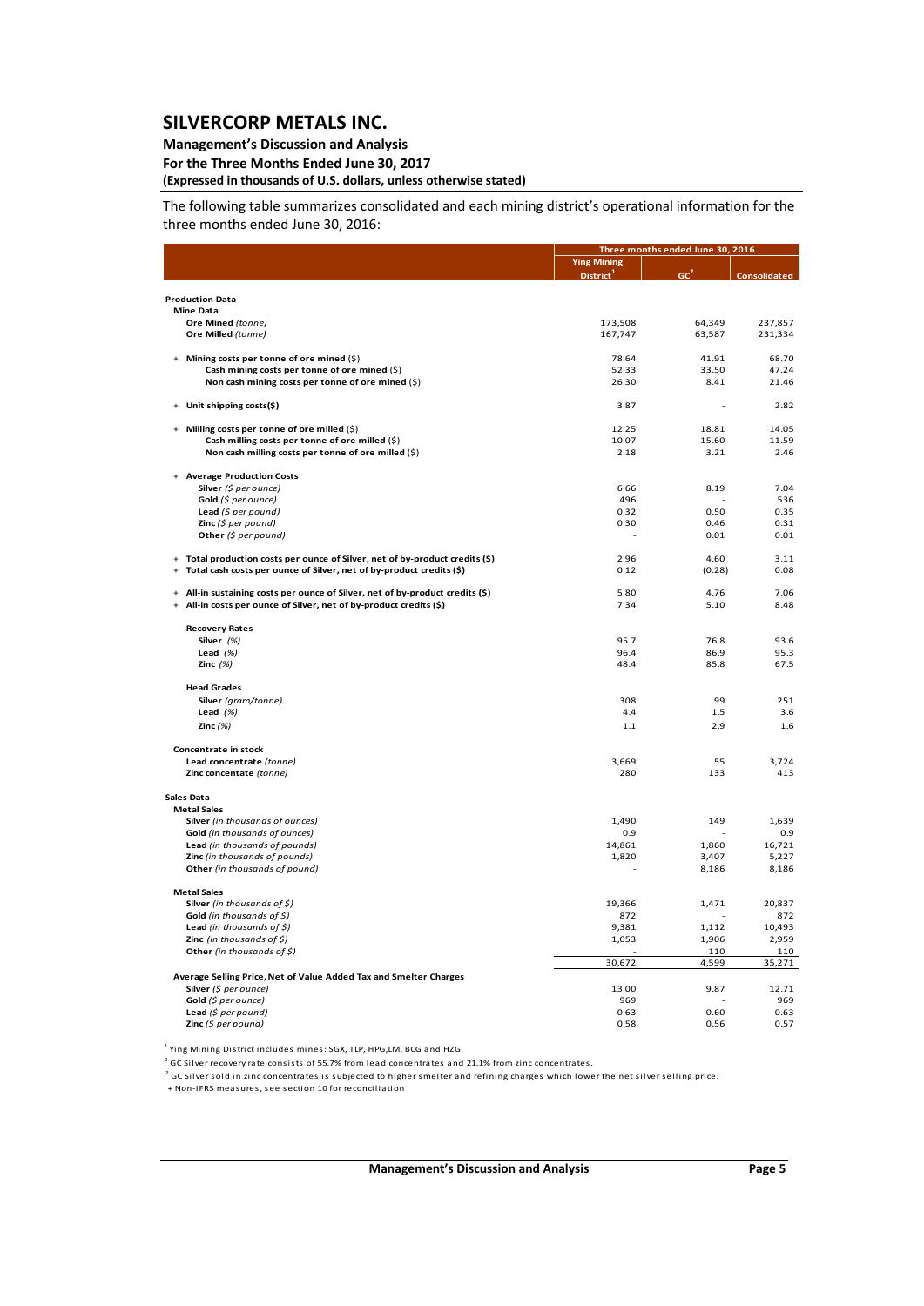# SILVERCORP METALS INC.

**Management's Discussion and Analysis**
**For the Three Months Ended June 30, 2017**
**(Expressed in thousands of U.S. dollars, unless otherwise stated)**

The following table summarizes consolidated and each mining district's operational information for the three months ended June 30, 2016:

| | Three months ended June 30, 2016 | | |
|---|---|---|---|
| | Ying Mining District[1] | GC[2] | Consolidated |
| **Production Data** | | | |
| **Mine Data** | | | |
| **Ore Mined** *(tonne)* | 173,508 | 64,349 | 237,857 |
| **Ore Milled** *(tonne)* | 167,747 | 63,587 | 231,334 |
| + **Mining costs per tonne of ore mined** ($) | 78.64 | 41.91 | 68.70 |
| **Cash mining costs per tonne of ore mined** ($) | 52.33 | 33.50 | 47.24 |
| **Non cash mining costs per tonne of ore mined** ($) | 26.30 | 8.41 | 21.46 |
| + **Unit shipping costs($)** | 3.87 | - | 2.82 |
| + **Milling costs per tonne of ore milled** ($) | 12.25 | 18.81 | 14.05 |
| **Cash milling costs per tonne of ore milled** ($) | 10.07 | 15.60 | 11.59 |
| **Non cash milling costs per tonne of ore milled** ($) | 2.18 | 3.21 | 2.46 |
| + **Average Production Costs** | | | |
| **Silver** *($ per ounce)* | 6.66 | 8.19 | 7.04 |
| **Gold** *($ per ounce)* | 496 | - | 536 |
| **Lead** *($ per pound)* | 0.32 | 0.50 | 0.35 |
| **Zinc** *($ per pound)* | 0.30 | 0.46 | 0.31 |
| **Other** *($ per pound)* | - | 0.01 | 0.01 |
| + **Total production costs per ounce of Silver, net of by-product credits ($)** | 2.96 | 4.60 | 3.11 |
| + **Total cash costs per ounce of Silver, net of by-product credits ($)** | 0.12 | (0.28) | 0.08 |
| + **All-in sustaining costs per ounce of Silver, net of by-product credits ($)** | 5.80 | 4.76 | 7.06 |
| + **All-in costs per ounce of Silver, net of by-product credits ($)** | 7.34 | 5.10 | 8.48 |
| **Recovery Rates** | | | |
| **Silver** *(%)* | 95.7 | 76.8 | 93.6 |
| **Lead** *(%)* | 96.4 | 86.9 | 95.3 |
| **Zinc** *(%)* | 48.4 | 85.8 | 67.5 |
| **Head Grades** | | | |
| **Silver** *(gram/tonne)* | 308 | 99 | 251 |
| **Lead** *(%)* | 4.4 | 1.5 | 3.6 |
| **Zinc** *(%)* | 1.1 | 2.9 | 1.6 |
| **Concentrate in stock** | | | |
| **Lead concentrate** *(tonne)* | 3,669 | 55 | 3,724 |
| **Zinc concentate** *(tonne)* | 280 | 133 | 413 |
| **Sales Data** | | | |
| **Metal Sales** | | | |
| **Silver** *(in thousands of ounces)* | 1,490 | 149 | 1,639 |
| **Gold** *(in thousands of ounces)* | 0.9 | - | 0.9 |
| **Lead** *(in thousands of pounds)* | 14,861 | 1,860 | 16,721 |
| **Zinc** *(in thousands of pounds)* | 1,820 | 3,407 | 5,227 |
| **Other** *(in thousands of pound)* | - | 8,186 | 8,186 |
| **Metal Sales** | | | |
| **Silver** *(in thousands of $)* | 19,366 | 1,471 | 20,837 |
| **Gold** *(in thousands of $)* | 872 | - | 872 |
| **Lead** *(in thousands of $)* | 9,381 | 1,112 | 10,493 |
| **Zinc** *(in thousands of $)* | 1,053 | 1,906 | 2,959 |
| **Other** *(in thousands of $)* | - | 110 | 110 |
| | 30,672 | 4,599 | 35,271 |
| **Average Selling Price, Net of Value Added Tax and Smelter Charges** | | | |
| **Silver** *($ per ounce)* | 13.00 | 9.87 | 12.71 |
| **Gold** *($ per ounce)* | 969 | - | 969 |
| **Lead** *($ per pound)* | 0.63 | 0.60 | 0.63 |
| **Zinc** *($ per pound)* | 0.58 | 0.56 | 0.57 |

[1] Ying Mining District includes mines: SGX, TLP, HPG,LM, BCG and HZG.

[2] GC Silver recovery rate consists of 55.7% from lead concentrates and 21.1% from zinc concentrates.

[2] GC Silver sold in zinc concentrates is subjected to higher smelter and refining charges which lower the net silver selling price.

\+ Non-IFRS measures, see section 10 for reconciliation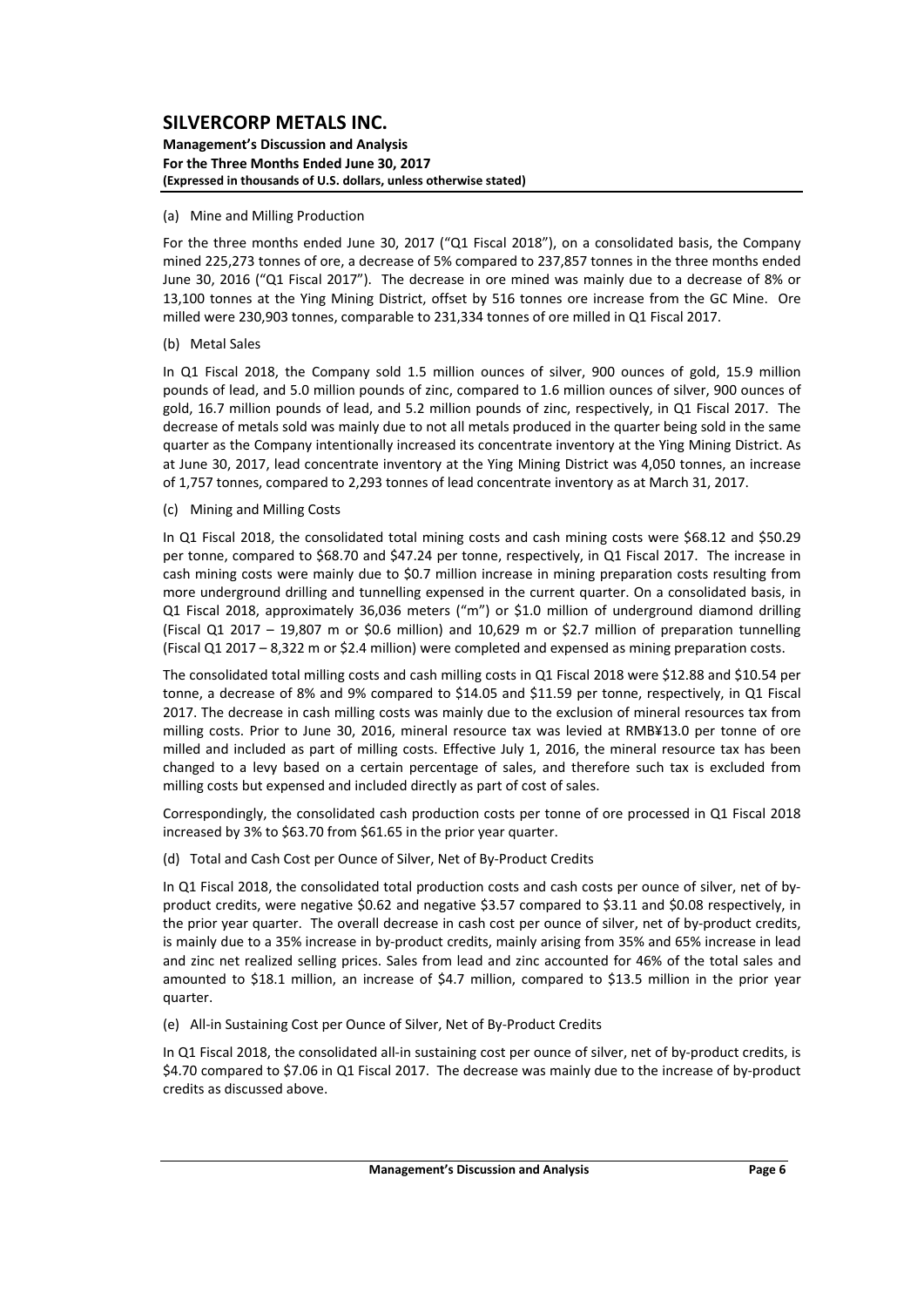(a) Mine and Milling Production

For the three months ended June 30, 2017 ("Q1 Fiscal 2018"), on a consolidated basis, the Company mined 225,273 tonnes of ore, a decrease of 5% compared to 237,857 tonnes in the three months ended June 30, 2016 ("Q1 Fiscal 2017"). The decrease in ore mined was mainly due to a decrease of 8% or 13,100 tonnes at the Ying Mining District, offset by 516 tonnes ore increase from the GC Mine. Ore milled were 230,903 tonnes, comparable to 231,334 tonnes of ore milled in Q1 Fiscal 2017.

(b) Metal Sales

In Q1 Fiscal 2018, the Company sold 1.5 million ounces of silver, 900 ounces of gold, 15.9 million pounds of lead, and 5.0 million pounds of zinc, compared to 1.6 million ounces of silver, 900 ounces of gold, 16.7 million pounds of lead, and 5.2 million pounds of zinc, respectively, in Q1 Fiscal 2017. The decrease of metals sold was mainly due to not all metals produced in the quarter being sold in the same quarter as the Company intentionally increased its concentrate inventory at the Ying Mining District. As at June 30, 2017, lead concentrate inventory at the Ying Mining District was 4,050 tonnes, an increase of 1,757 tonnes, compared to 2,293 tonnes of lead concentrate inventory as at March 31, 2017.

(c) Mining and Milling Costs

In Q1 Fiscal 2018, the consolidated total mining costs and cash mining costs were $68.12 and $50.29 per tonne, compared to $68.70 and $47.24 per tonne, respectively, in Q1 Fiscal 2017. The increase in cash mining costs were mainly due to $0.7 million increase in mining preparation costs resulting from more underground drilling and tunnelling expensed in the current quarter. On a consolidated basis, in Q1 Fiscal 2018, approximately 36,036 meters ("m") or $1.0 million of underground diamond drilling (Fiscal Q1 2017 – 19,807 m or $0.6 million) and 10,629 m or $2.7 million of preparation tunnelling (Fiscal Q1 2017 – 8,322 m or $2.4 million) were completed and expensed as mining preparation costs.

The consolidated total milling costs and cash milling costs in Q1 Fiscal 2018 were $12.88 and $10.54 per tonne, a decrease of 8% and 9% compared to $14.05 and $11.59 per tonne, respectively, in Q1 Fiscal 2017. The decrease in cash milling costs was mainly due to the exclusion of mineral resources tax from milling costs. Prior to June 30, 2016, mineral resource tax was levied at RMB¥13.0 per tonne of ore milled and included as part of milling costs. Effective July 1, 2016, the mineral resource tax has been changed to a levy based on a certain percentage of sales, and therefore such tax is excluded from milling costs but expensed and included directly as part of cost of sales.

Correspondingly, the consolidated cash production costs per tonne of ore processed in Q1 Fiscal 2018 increased by 3% to $63.70 from $61.65 in the prior year quarter.

(d) Total and Cash Cost per Ounce of Silver, Net of By-Product Credits

In Q1 Fiscal 2018, the consolidated total production costs and cash costs per ounce of silver, net of by-product credits, were negative $0.62 and negative $3.57 compared to $3.11 and $0.08 respectively, in the prior year quarter. The overall decrease in cash cost per ounce of silver, net of by-product credits, is mainly due to a 35% increase in by-product credits, mainly arising from 35% and 65% increase in lead and zinc net realized selling prices. Sales from lead and zinc accounted for 46% of the total sales and amounted to $18.1 million, an increase of $4.7 million, compared to $13.5 million in the prior year quarter.

(e) All-in Sustaining Cost per Ounce of Silver, Net of By-Product Credits

In Q1 Fiscal 2018, the consolidated all-in sustaining cost per ounce of silver, net of by-product credits, is $4.70 compared to $7.06 in Q1 Fiscal 2017. The decrease was mainly due to the increase of by-product credits as discussed above.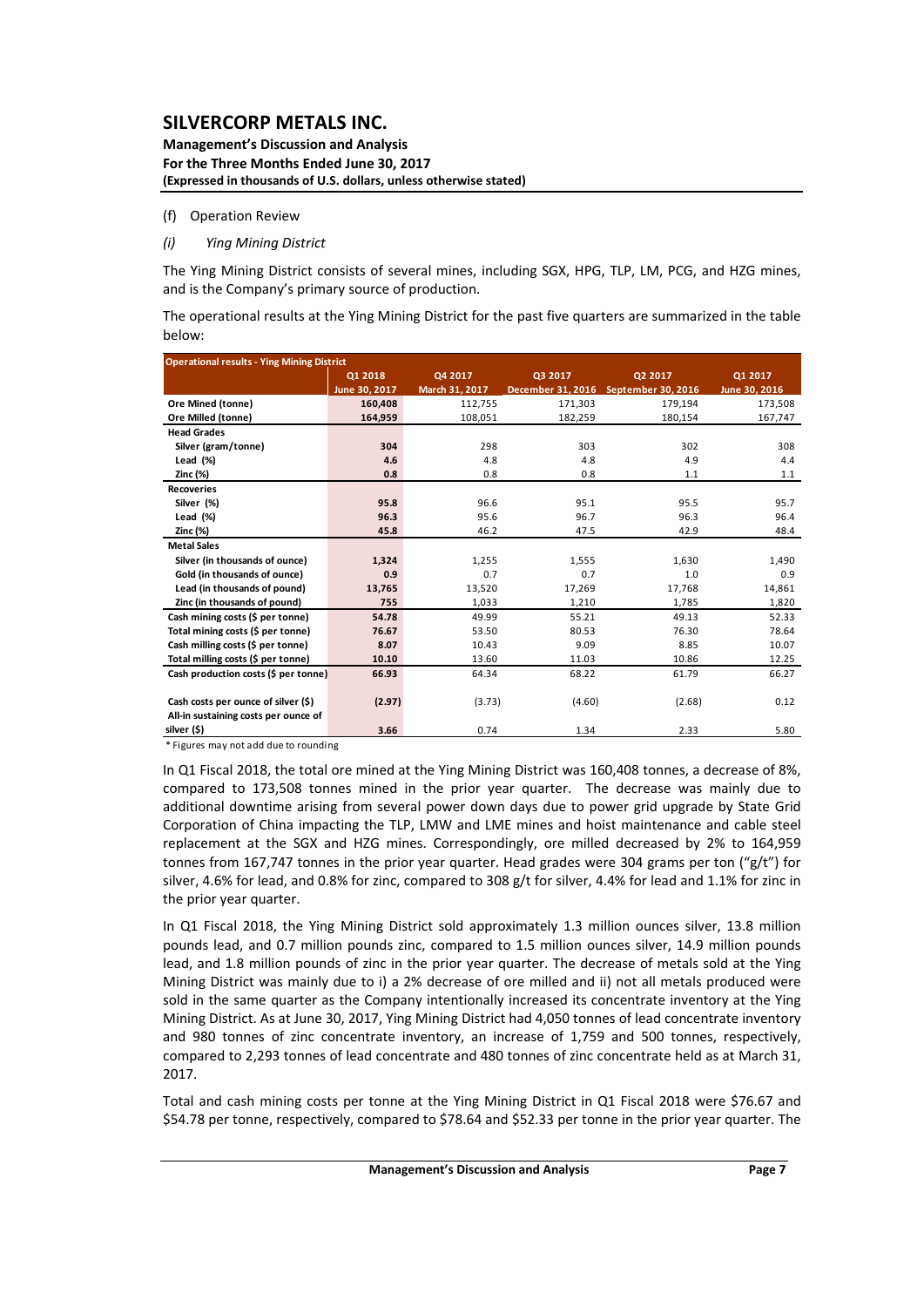# SILVERCORP METALS INC.

**Management's Discussion and Analysis**
**For the Three Months Ended June 30, 2017**
**(Expressed in thousands of U.S. dollars, unless otherwise stated)**

(f) Operation Review

*(i) Ying Mining District*

The Ying Mining District consists of several mines, including SGX, HPG, TLP, LM, PCG, and HZG mines, and is the Company's primary source of production.

The operational results at the Ying Mining District for the past five quarters are summarized in the table below:

| Operational results - Ying Mining District | Q1 2018<br>June 30, 2017 | Q4 2017<br>March 31, 2017 | Q3 2017<br>December 31, 2016 | Q2 2017<br>September 30, 2016 | Q1 2017<br>June 30, 2016 |
|---|---|---|---|---|---|
| **Ore Mined (tonne)** | **160,408** | 112,755 | 171,303 | 179,194 | 173,508 |
| **Ore Milled (tonne)** | **164,959** | 108,051 | 182,259 | 180,154 | 167,747 |
| **Head Grades** | | | | | |
| **Silver (gram/tonne)** | **304** | 298 | 303 | 302 | 308 |
| **Lead (%)** | **4.6** | 4.8 | 4.8 | 4.9 | 4.4 |
| **Zinc (%)** | **0.8** | 0.8 | 0.8 | 1.1 | 1.1 |
| **Recoveries** | | | | | |
| **Silver (%)** | **95.8** | 96.6 | 95.1 | 95.5 | 95.7 |
| **Lead (%)** | **96.3** | 95.6 | 96.7 | 96.3 | 96.4 |
| **Zinc (%)** | **45.8** | 46.2 | 47.5 | 42.9 | 48.4 |
| **Metal Sales** | | | | | |
| **Silver (in thousands of ounce)** | **1,324** | 1,255 | 1,555 | 1,630 | 1,490 |
| **Gold (in thousands of ounce)** | **0.9** | 0.7 | 0.7 | 1.0 | 0.9 |
| **Lead (in thousands of pound)** | **13,765** | 13,520 | 17,269 | 17,768 | 14,861 |
| **Zinc (in thousands of pound)** | **755** | 1,033 | 1,210 | 1,785 | 1,820 |
| **Cash mining costs ($ per tonne)** | **54.78** | 49.99 | 55.21 | 49.13 | 52.33 |
| **Total mining costs ($ per tonne)** | **76.67** | 53.50 | 80.53 | 76.30 | 78.64 |
| **Cash milling costs ($ per tonne)** | **8.07** | 10.43 | 9.09 | 8.85 | 10.07 |
| **Total milling costs ($ per tonne)** | **10.10** | 13.60 | 11.03 | 10.86 | 12.25 |
| **Cash production costs ($ per tonne)** | **66.93** | 64.34 | 68.22 | 61.79 | 66.27 |
| **Cash costs per ounce of silver ($)** | **(2.97)** | (3.73) | (4.60) | (2.68) | 0.12 |
| **All-in sustaining costs per ounce of silver ($)** | **3.66** | 0.74 | 1.34 | 2.33 | 5.80 |

\* Figures may not add due to rounding

In Q1 Fiscal 2018, the total ore mined at the Ying Mining District was 160,408 tonnes, a decrease of 8%, compared to 173,508 tonnes mined in the prior year quarter. The decrease was mainly due to additional downtime arising from several power down days due to power grid upgrade by State Grid Corporation of China impacting the TLP, LMW and LME mines and hoist maintenance and cable steel replacement at the SGX and HZG mines. Correspondingly, ore milled decreased by 2% to 164,959 tonnes from 167,747 tonnes in the prior year quarter. Head grades were 304 grams per ton ("g/t") for silver, 4.6% for lead, and 0.8% for zinc, compared to 308 g/t for silver, 4.4% for lead and 1.1% for zinc in the prior year quarter.

In Q1 Fiscal 2018, the Ying Mining District sold approximately 1.3 million ounces silver, 13.8 million pounds lead, and 0.7 million pounds zinc, compared to 1.5 million ounces silver, 14.9 million pounds lead, and 1.8 million pounds of zinc in the prior year quarter. The decrease of metals sold at the Ying Mining District was mainly due to i) a 2% decrease of ore milled and ii) not all metals produced were sold in the same quarter as the Company intentionally increased its concentrate inventory at the Ying Mining District. As at June 30, 2017, Ying Mining District had 4,050 tonnes of lead concentrate inventory and 980 tonnes of zinc concentrate inventory, an increase of 1,759 and 500 tonnes, respectively, compared to 2,293 tonnes of lead concentrate and 480 tonnes of zinc concentrate held as at March 31, 2017.

Total and cash mining costs per tonne at the Ying Mining District in Q1 Fiscal 2018 were $76.67 and $54.78 per tonne, respectively, compared to $78.64 and $52.33 per tonne in the prior year quarter. The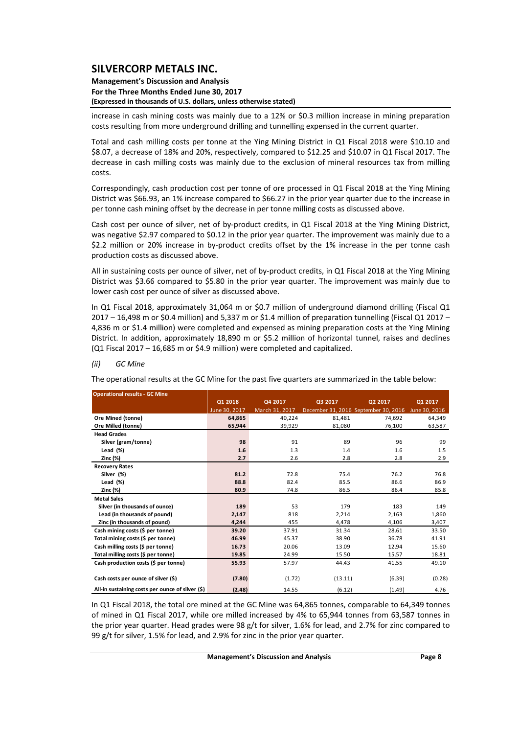increase in cash mining costs was mainly due to a 12% or $0.3 million increase in mining preparation costs resulting from more underground drilling and tunnelling expensed in the current quarter.

Total and cash milling costs per tonne at the Ying Mining District in Q1 Fiscal 2018 were $10.10 and $8.07, a decrease of 18% and 20%, respectively, compared to $12.25 and $10.07 in Q1 Fiscal 2017. The decrease in cash milling costs was mainly due to the exclusion of mineral resources tax from milling costs.

Correspondingly, cash production cost per tonne of ore processed in Q1 Fiscal 2018 at the Ying Mining District was $66.93, an 1% increase compared to $66.27 in the prior year quarter due to the increase in per tonne cash mining offset by the decrease in per tonne milling costs as discussed above.

Cash cost per ounce of silver, net of by-product credits, in Q1 Fiscal 2018 at the Ying Mining District, was negative $2.97 compared to $0.12 in the prior year quarter. The improvement was mainly due to a $2.2 million or 20% increase in by-product credits offset by the 1% increase in the per tonne cash production costs as discussed above.

All in sustaining costs per ounce of silver, net of by-product credits, in Q1 Fiscal 2018 at the Ying Mining District was $3.66 compared to $5.80 in the prior year quarter. The improvement was mainly due to lower cash cost per ounce of silver as discussed above.

In Q1 Fiscal 2018, approximately 31,064 m or $0.7 million of underground diamond drilling (Fiscal Q1 2017 – 16,498 m or $0.4 million) and 5,337 m or $1.4 million of preparation tunnelling (Fiscal Q1 2017 – 4,836 m or $1.4 million) were completed and expensed as mining preparation costs at the Ying Mining District. In addition, approximately 18,890 m or $5.2 million of horizontal tunnel, raises and declines (Q1 Fiscal 2017 – 16,685 m or $4.9 million) were completed and capitalized.

*(ii) GC Mine*

The operational results at the GC Mine for the past five quarters are summarized in the table below:

| Operational results - GC Mine | Q1 2018 | Q4 2017 | Q3 2017 | Q2 2017 | Q1 2017 |
|---|---|---|---|---|---|
| | June 30, 2017 | March 31, 2017 | December 31, 2016 | September 30, 2016 | June 30, 2016 |
| **Ore Mined (tonne)** | **64,865** | 40,224 | 81,481 | 74,692 | 64,349 |
| **Ore Milled (tonne)** | **65,944** | 39,929 | 81,080 | 76,100 | 63,587 |
| **Head Grades** | | | | | |
| **Silver (gram/tonne)** | **98** | 91 | 89 | 96 | 99 |
| **Lead (%)** | **1.6** | 1.3 | 1.4 | 1.6 | 1.5 |
| **Zinc (%)** | **2.7** | 2.6 | 2.8 | 2.8 | 2.9 |
| **Recovery Rates** | | | | | |
| **Silver (%)** | **81.2** | 72.8 | 75.4 | 76.2 | 76.8 |
| **Lead (%)** | **88.8** | 82.4 | 85.5 | 86.6 | 86.9 |
| **Zinc (%)** | **80.9** | 74.8 | 86.5 | 86.4 | 85.8 |
| **Metal Sales** | | | | | |
| **Silver (in thousands of ounce)** | **189** | 53 | 179 | 183 | 149 |
| **Lead (in thousands of pound)** | **2,147** | 818 | 2,214 | 2,163 | 1,860 |
| **Zinc (in thousands of pound)** | **4,244** | 455 | 4,478 | 4,106 | 3,407 |
| **Cash mining costs ($ per tonne)** | **39.20** | 37.91 | 31.34 | 28.61 | 33.50 |
| **Total mining costs ($ per tonne)** | **46.99** | 45.37 | 38.90 | 36.78 | 41.91 |
| **Cash milling costs ($ per tonne)** | **16.73** | 20.06 | 13.09 | 12.94 | 15.60 |
| **Total milling costs ($ per tonne)** | **19.85** | 24.99 | 15.50 | 15.57 | 18.81 |
| **Cash production costs ($ per tonne)** | **55.93** | 57.97 | 44.43 | 41.55 | 49.10 |
| **Cash costs per ounce of silver ($)** | **(7.80)** | (1.72) | (13.11) | (6.39) | (0.28) |
| **All-in sustaining costs per ounce of silver ($)** | **(2.48)** | 14.55 | (6.12) | (1.49) | 4.76 |

In Q1 Fiscal 2018, the total ore mined at the GC Mine was 64,865 tonnes, comparable to 64,349 tonnes of mined in Q1 Fiscal 2017, while ore milled increased by 4% to 65,944 tonnes from 63,587 tonnes in the prior year quarter. Head grades were 98 g/t for silver, 1.6% for lead, and 2.7% for zinc compared to 99 g/t for silver, 1.5% for lead, and 2.9% for zinc in the prior year quarter.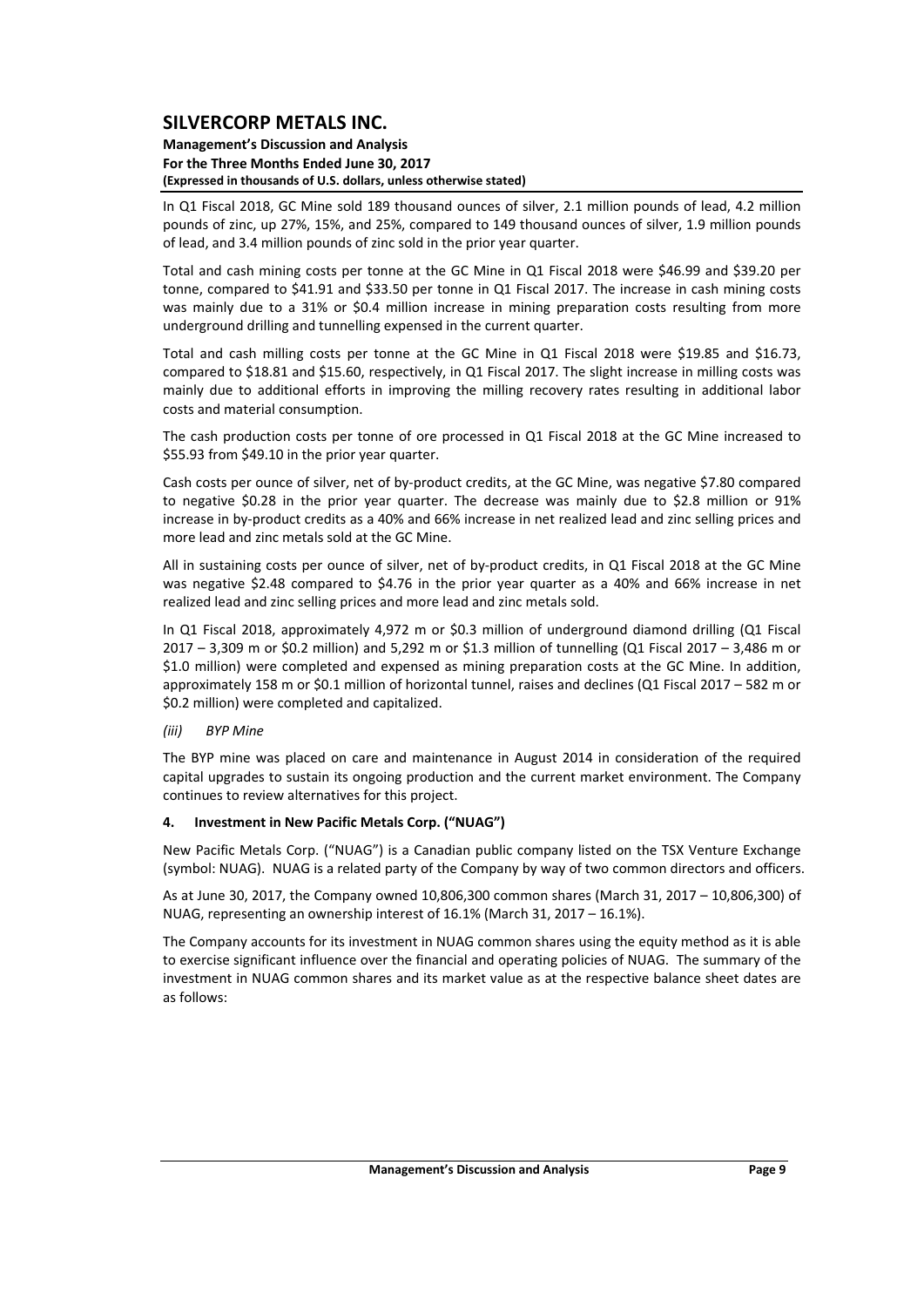In Q1 Fiscal 2018, GC Mine sold 189 thousand ounces of silver, 2.1 million pounds of lead, 4.2 million pounds of zinc, up 27%, 15%, and 25%, compared to 149 thousand ounces of silver, 1.9 million pounds of lead, and 3.4 million pounds of zinc sold in the prior year quarter.

Total and cash mining costs per tonne at the GC Mine in Q1 Fiscal 2018 were $46.99 and $39.20 per tonne, compared to $41.91 and $33.50 per tonne in Q1 Fiscal 2017. The increase in cash mining costs was mainly due to a 31% or $0.4 million increase in mining preparation costs resulting from more underground drilling and tunnelling expensed in the current quarter.

Total and cash milling costs per tonne at the GC Mine in Q1 Fiscal 2018 were $19.85 and $16.73, compared to $18.81 and $15.60, respectively, in Q1 Fiscal 2017. The slight increase in milling costs was mainly due to additional efforts in improving the milling recovery rates resulting in additional labor costs and material consumption.

The cash production costs per tonne of ore processed in Q1 Fiscal 2018 at the GC Mine increased to $55.93 from $49.10 in the prior year quarter.

Cash costs per ounce of silver, net of by-product credits, at the GC Mine, was negative $7.80 compared to negative $0.28 in the prior year quarter. The decrease was mainly due to $2.8 million or 91% increase in by-product credits as a 40% and 66% increase in net realized lead and zinc selling prices and more lead and zinc metals sold at the GC Mine.

All in sustaining costs per ounce of silver, net of by-product credits, in Q1 Fiscal 2018 at the GC Mine was negative $2.48 compared to $4.76 in the prior year quarter as a 40% and 66% increase in net realized lead and zinc selling prices and more lead and zinc metals sold.

In Q1 Fiscal 2018, approximately 4,972 m or $0.3 million of underground diamond drilling (Q1 Fiscal 2017 – 3,309 m or $0.2 million) and 5,292 m or $1.3 million of tunnelling (Q1 Fiscal 2017 – 3,486 m or $1.0 million) were completed and expensed as mining preparation costs at the GC Mine. In addition, approximately 158 m or $0.1 million of horizontal tunnel, raises and declines (Q1 Fiscal 2017 – 582 m or $0.2 million) were completed and capitalized.

*(iii) BYP Mine*

The BYP mine was placed on care and maintenance in August 2014 in consideration of the required capital upgrades to sustain its ongoing production and the current market environment. The Company continues to review alternatives for this project.

## 4. Investment in New Pacific Metals Corp. ("NUAG")

New Pacific Metals Corp. ("NUAG") is a Canadian public company listed on the TSX Venture Exchange (symbol: NUAG). NUAG is a related party of the Company by way of two common directors and officers.

As at June 30, 2017, the Company owned 10,806,300 common shares (March 31, 2017 – 10,806,300) of NUAG, representing an ownership interest of 16.1% (March 31, 2017 – 16.1%).

The Company accounts for its investment in NUAG common shares using the equity method as it is able to exercise significant influence over the financial and operating policies of NUAG. The summary of the investment in NUAG common shares and its market value as at the respective balance sheet dates are as follows: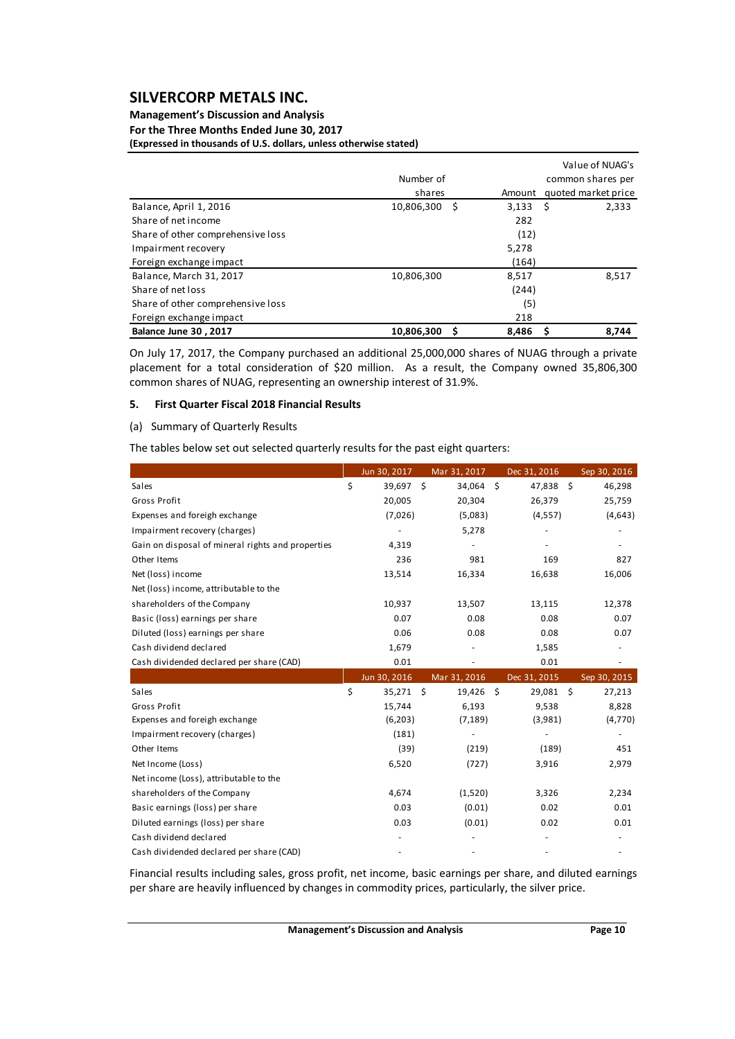| | Number of shares | Amount | Value of NUAG's common shares per quoted market price |
|---|---|---|---|
| Balance, April 1, 2016 | 10,806,300 | $ 3,133 | $ 2,333 |
| Share of net income | | 282 | |
| Share of other comprehensive loss | | (12) | |
| Impairment recovery | | 5,278 | |
| Foreign exchange impact | | (164) | |
| Balance, March 31, 2017 | 10,806,300 | 8,517 | 8,517 |
| Share of net loss | | (244) | |
| Share of other comprehensive loss | | (5) | |
| Foreign exchange impact | | 218 | |
| **Balance June 30 , 2017** | **10,806,300** | **$ 8,486** | **$ 8,744** |

On July 17, 2017, the Company purchased an additional 25,000,000 shares of NUAG through a private placement for a total consideration of $20 million. As a result, the Company owned 35,806,300 common shares of NUAG, representing an ownership interest of 31.9%.

## 5. First Quarter Fiscal 2018 Financial Results

### (a) Summary of Quarterly Results

The tables below set out selected quarterly results for the past eight quarters:

| | Jun 30, 2017 | Mar 31, 2017 | Dec 31, 2016 | Sep 30, 2016 |
|---|---|---|---|---|
| Sales | $ 39,697 | $ 34,064 | $ 47,838 | $ 46,298 |
| Gross Profit | 20,005 | 20,304 | 26,379 | 25,759 |
| Expenses and foreign exchange | (7,026) | (5,083) | (4,557) | (4,643) |
| Impairment recovery (charges) | - | 5,278 | - | - |
| Gain on disposal of mineral rights and properties | 4,319 | - | - | - |
| Other Items | 236 | 981 | 169 | 827 |
| Net (loss) income | 13,514 | 16,334 | 16,638 | 16,006 |
| Net (loss) income, attributable to the shareholders of the Company | 10,937 | 13,507 | 13,115 | 12,378 |
| Basic (loss) earnings per share | 0.07 | 0.08 | 0.08 | 0.07 |
| Diluted (loss) earnings per share | 0.06 | 0.08 | 0.08 | 0.07 |
| Cash dividend declared | 1,679 | - | 1,585 | - |
| Cash dividended declared per share (CAD) | 0.01 | - | 0.01 | - |
| | **Jun 30, 2016** | **Mar 31, 2016** | **Dec 31, 2015** | **Sep 30, 2015** |
| Sales | $ 35,271 | $ 19,426 | $ 29,081 | $ 27,213 |
| Gross Profit | 15,744 | 6,193 | 9,538 | 8,828 |
| Expenses and foreign exchange | (6,203) | (7,189) | (3,981) | (4,770) |
| Impairment recovery (charges) | (181) | - | - | - |
| Other Items | (39) | (219) | (189) | 451 |
| Net Income (Loss) | 6,520 | (727) | 3,916 | 2,979 |
| Net income (Loss), attributable to the shareholders of the Company | 4,674 | (1,520) | 3,326 | 2,234 |
| Basic earnings (loss) per share | 0.03 | (0.01) | 0.02 | 0.01 |
| Diluted earnings (loss) per share | 0.03 | (0.01) | 0.02 | 0.01 |
| Cash dividend declared | - | - | - | - |
| Cash dividended declared per share (CAD) | - | - | - | - |

Financial results including sales, gross profit, net income, basic earnings per share, and diluted earnings per share are heavily influenced by changes in commodity prices, particularly, the silver price.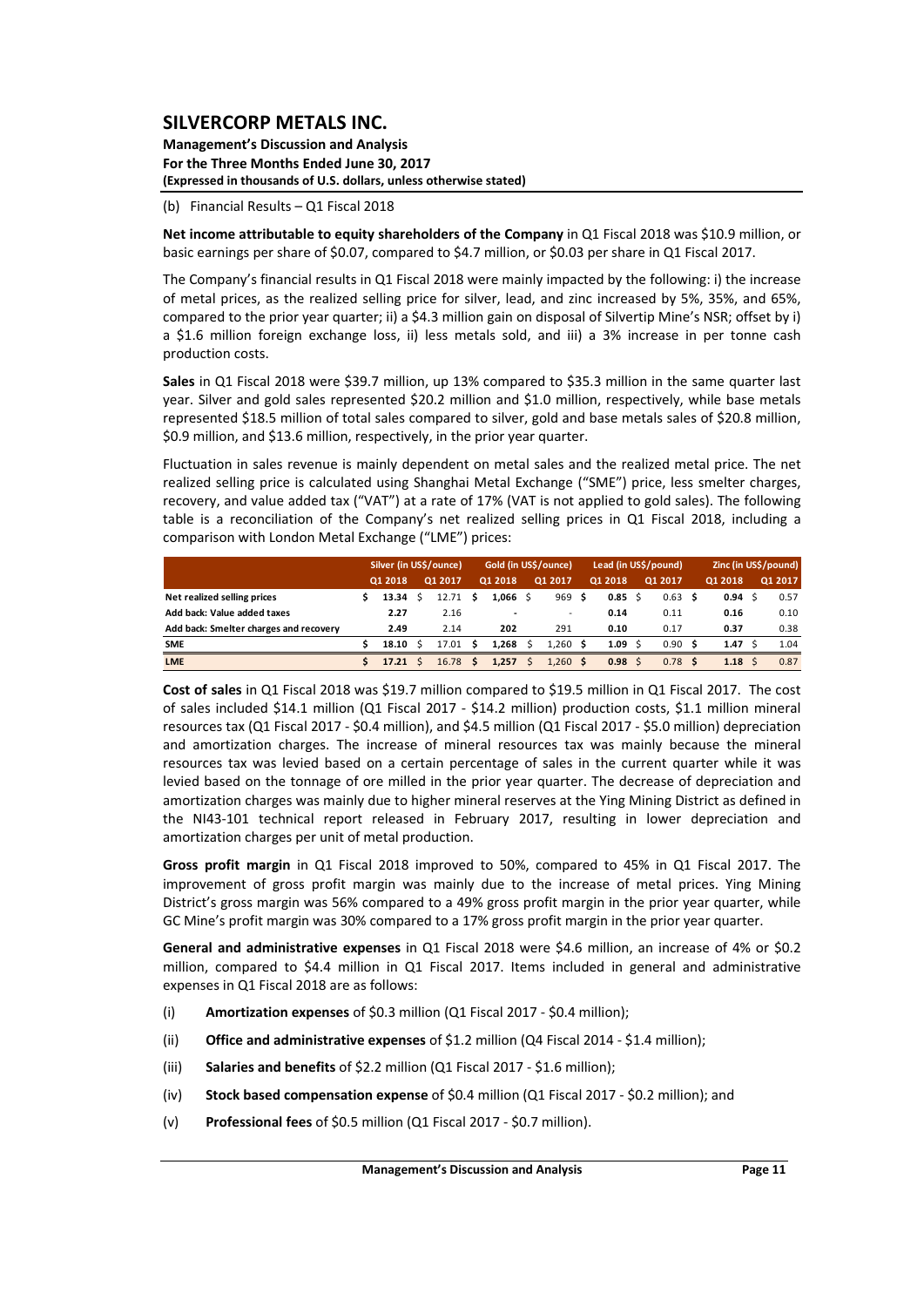(b) Financial Results – Q1 Fiscal 2018

**Net income attributable to equity shareholders of the Company** in Q1 Fiscal 2018 was $10.9 million, or basic earnings per share of $0.07, compared to $4.7 million, or $0.03 per share in Q1 Fiscal 2017.

The Company's financial results in Q1 Fiscal 2018 were mainly impacted by the following: i) the increase of metal prices, as the realized selling price for silver, lead, and zinc increased by 5%, 35%, and 65%, compared to the prior year quarter; ii) a $4.3 million gain on disposal of Silvertip Mine's NSR; offset by i) a $1.6 million foreign exchange loss, ii) less metals sold, and iii) a 3% increase in per tonne cash production costs.

**Sales** in Q1 Fiscal 2018 were $39.7 million, up 13% compared to $35.3 million in the same quarter last year. Silver and gold sales represented $20.2 million and $1.0 million, respectively, while base metals represented $18.5 million of total sales compared to silver, gold and base metals sales of $20.8 million, $0.9 million, and $13.6 million, respectively, in the prior year quarter.

Fluctuation in sales revenue is mainly dependent on metal sales and the realized metal price. The net realized selling price is calculated using Shanghai Metal Exchange ("SME") price, less smelter charges, recovery, and value added tax ("VAT") at a rate of 17% (VAT is not applied to gold sales). The following table is a reconciliation of the Company's net realized selling prices in Q1 Fiscal 2018, including a comparison with London Metal Exchange ("LME") prices:

| | Silver (in US$/ounce) | | Gold (in US$/ounce) | | Lead (in US$/pound) | | Zinc (in US$/pound) | |
|---|---|---|---|---|---|---|---|---|
| | Q1 2018 | Q1 2017 | Q1 2018 | Q1 2017 | Q1 2018 | Q1 2017 | Q1 2018 | Q1 2017 |
| **Net realized selling prices** | $ **13.34** | $ 12.71 | $ **1,066** | $ 969 | $ **0.85** | $ 0.63 | $ **0.94** | $ 0.57 |
| **Add back: Value added taxes** | **2.27** | 2.16 | **-** | - | **0.14** | 0.11 | **0.16** | 0.10 |
| **Add back: Smelter charges and recovery** | **2.49** | 2.14 | **202** | 291 | **0.10** | 0.17 | **0.37** | 0.38 |
| **SME** | $ **18.10** | $ 17.01 | $ **1,268** | $ 1,260 | $ **1.09** | $ 0.90 | $ **1.47** | $ 1.04 |
| **LME** | $ **17.21** | $ 16.78 | $ **1,257** | $ 1,260 | $ **0.98** | $ 0.78 | $ **1.18** | $ 0.87 |

**Cost of sales** in Q1 Fiscal 2018 was $19.7 million compared to $19.5 million in Q1 Fiscal 2017. The cost of sales included $14.1 million (Q1 Fiscal 2017 - $14.2 million) production costs, $1.1 million mineral resources tax (Q1 Fiscal 2017 - $0.4 million), and $4.5 million (Q1 Fiscal 2017 - $5.0 million) depreciation and amortization charges. The increase of mineral resources tax was mainly because the mineral resources tax was levied based on a certain percentage of sales in the current quarter while it was levied based on the tonnage of ore milled in the prior year quarter. The decrease of depreciation and amortization charges was mainly due to higher mineral reserves at the Ying Mining District as defined in the NI43-101 technical report released in February 2017, resulting in lower depreciation and amortization charges per unit of metal production.

**Gross profit margin** in Q1 Fiscal 2018 improved to 50%, compared to 45% in Q1 Fiscal 2017. The improvement of gross profit margin was mainly due to the increase of metal prices. Ying Mining District's gross margin was 56% compared to a 49% gross profit margin in the prior year quarter, while GC Mine's profit margin was 30% compared to a 17% gross profit margin in the prior year quarter.

**General and administrative expenses** in Q1 Fiscal 2018 were $4.6 million, an increase of 4% or $0.2 million, compared to $4.4 million in Q1 Fiscal 2017. Items included in general and administrative expenses in Q1 Fiscal 2018 are as follows:

(i) **Amortization expenses** of $0.3 million (Q1 Fiscal 2017 - $0.4 million);

(ii) **Office and administrative expenses** of $1.2 million (Q4 Fiscal 2014 - $1.4 million);

(iii) **Salaries and benefits** of $2.2 million (Q1 Fiscal 2017 - $1.6 million);

(iv) **Stock based compensation expense** of $0.4 million (Q1 Fiscal 2017 - $0.2 million); and

(v) **Professional fees** of $0.5 million (Q1 Fiscal 2017 - $0.7 million).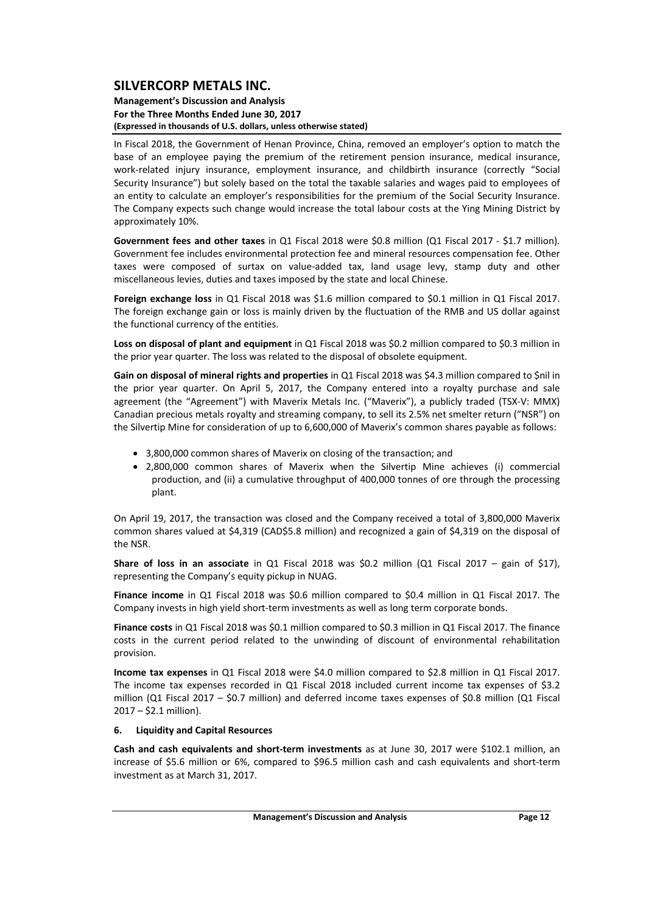In Fiscal 2018, the Government of Henan Province, China, removed an employer's option to match the base of an employee paying the premium of the retirement pension insurance, medical insurance, work-related injury insurance, employment insurance, and childbirth insurance (correctly "Social Security Insurance") but solely based on the total the taxable salaries and wages paid to employees of an entity to calculate an employer's responsibilities for the premium of the Social Security Insurance. The Company expects such change would increase the total labour costs at the Ying Mining District by approximately 10%.

**Government fees and other taxes** in Q1 Fiscal 2018 were $0.8 million (Q1 Fiscal 2017 - $1.7 million). Government fee includes environmental protection fee and mineral resources compensation fee. Other taxes were composed of surtax on value-added tax, land usage levy, stamp duty and other miscellaneous levies, duties and taxes imposed by the state and local Chinese.

**Foreign exchange loss** in Q1 Fiscal 2018 was $1.6 million compared to $0.1 million in Q1 Fiscal 2017. The foreign exchange gain or loss is mainly driven by the fluctuation of the RMB and US dollar against the functional currency of the entities.

**Loss on disposal of plant and equipment** in Q1 Fiscal 2018 was $0.2 million compared to $0.3 million in the prior year quarter. The loss was related to the disposal of obsolete equipment.

**Gain on disposal of mineral rights and properties** in Q1 Fiscal 2018 was $4.3 million compared to $nil in the prior year quarter. On April 5, 2017, the Company entered into a royalty purchase and sale agreement (the "Agreement") with Maverix Metals Inc. ("Maverix"), a publicly traded (TSX-V: MMX) Canadian precious metals royalty and streaming company, to sell its 2.5% net smelter return ("NSR") on the Silvertip Mine for consideration of up to 6,600,000 of Maverix's common shares payable as follows:

- 3,800,000 common shares of Maverix on closing of the transaction; and
- 2,800,000 common shares of Maverix when the Silvertip Mine achieves (i) commercial production, and (ii) a cumulative throughput of 400,000 tonnes of ore through the processing plant.

On April 19, 2017, the transaction was closed and the Company received a total of 3,800,000 Maverix common shares valued at $4,319 (CAD$5.8 million) and recognized a gain of $4,319 on the disposal of the NSR.

**Share of loss in an associate** in Q1 Fiscal 2018 was $0.2 million (Q1 Fiscal 2017 – gain of $17), representing the Company's equity pickup in NUAG.

**Finance income** in Q1 Fiscal 2018 was $0.6 million compared to $0.4 million in Q1 Fiscal 2017. The Company invests in high yield short-term investments as well as long term corporate bonds.

**Finance costs** in Q1 Fiscal 2018 was $0.1 million compared to $0.3 million in Q1 Fiscal 2017. The finance costs in the current period related to the unwinding of discount of environmental rehabilitation provision.

**Income tax expenses** in Q1 Fiscal 2018 were $4.0 million compared to $2.8 million in Q1 Fiscal 2017. The income tax expenses recorded in Q1 Fiscal 2018 included current income tax expenses of $3.2 million (Q1 Fiscal 2017 – $0.7 million) and deferred income taxes expenses of $0.8 million (Q1 Fiscal 2017 – $2.1 million).

## 6. Liquidity and Capital Resources

**Cash and cash equivalents and short-term investments** as at June 30, 2017 were $102.1 million, an increase of $5.6 million or 6%, compared to $96.5 million cash and cash equivalents and short-term investment as at March 31, 2017.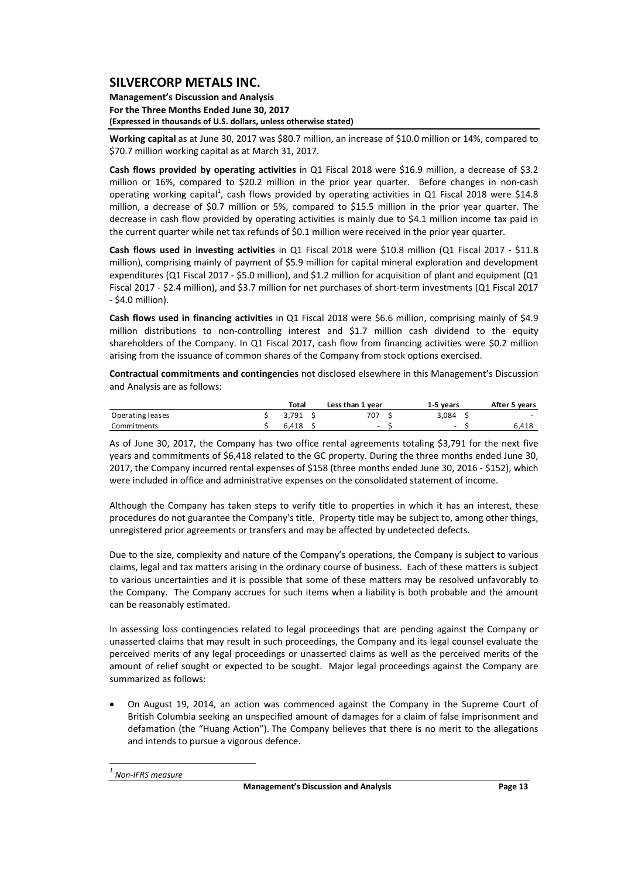**Working capital** as at June 30, 2017 was $80.7 million, an increase of $10.0 million or 14%, compared to $70.7 million working capital as at March 31, 2017.

**Cash flows provided by operating activities** in Q1 Fiscal 2018 were $16.9 million, a decrease of $3.2 million or 16%, compared to $20.2 million in the prior year quarter. Before changes in non-cash operating working capital[1], cash flows provided by operating activities in Q1 Fiscal 2018 were $14.8 million, a decrease of $0.7 million or 5%, compared to $15.5 million in the prior year quarter. The decrease in cash flow provided by operating activities is mainly due to $4.1 million income tax paid in the current quarter while net tax refunds of $0.1 million were received in the prior year quarter.

**Cash flows used in investing activities** in Q1 Fiscal 2018 were $10.8 million (Q1 Fiscal 2017 - $11.8 million), comprising mainly of payment of $5.9 million for capital mineral exploration and development expenditures (Q1 Fiscal 2017 - $5.0 million), and $1.2 million for acquisition of plant and equipment (Q1 Fiscal 2017 - $2.4 million), and $3.7 million for net purchases of short-term investments (Q1 Fiscal 2017 - $4.0 million).

**Cash flows used in financing activities** in Q1 Fiscal 2018 were $6.6 million, comprising mainly of $4.9 million distributions to non-controlling interest and $1.7 million cash dividend to the equity shareholders of the Company. In Q1 Fiscal 2017, cash flow from financing activities were $0.2 million arising from the issuance of common shares of the Company from stock options exercised.

**Contractual commitments and contingencies** not disclosed elsewhere in this Management's Discussion and Analysis are as follows:

| | Total | Less than 1 year | 1-5 years | After 5 years |
|---|---|---|---|---|
| Operating leases | $ 3,791 | $ 707 | $ 3,084 | $ - |
| Commitments | $ 6,418 | $ - | $ - | $ 6,418 |

As of June 30, 2017, the Company has two office rental agreements totaling $3,791 for the next five years and commitments of $6,418 related to the GC property. During the three months ended June 30, 2017, the Company incurred rental expenses of $158 (three months ended June 30, 2016 - $152), which were included in office and administrative expenses on the consolidated statement of income.

Although the Company has taken steps to verify title to properties in which it has an interest, these procedures do not guarantee the Company's title. Property title may be subject to, among other things, unregistered prior agreements or transfers and may be affected by undetected defects.

Due to the size, complexity and nature of the Company's operations, the Company is subject to various claims, legal and tax matters arising in the ordinary course of business. Each of these matters is subject to various uncertainties and it is possible that some of these matters may be resolved unfavorably to the Company. The Company accrues for such items when a liability is both probable and the amount can be reasonably estimated.

In assessing loss contingencies related to legal proceedings that are pending against the Company or unasserted claims that may result in such proceedings, the Company and its legal counsel evaluate the perceived merits of any legal proceedings or unasserted claims as well as the perceived merits of the amount of relief sought or expected to be sought. Major legal proceedings against the Company are summarized as follows:

- On August 19, 2014, an action was commenced against the Company in the Supreme Court of British Columbia seeking an unspecified amount of damages for a claim of false imprisonment and defamation (the "Huang Action"). The Company believes that there is no merit to the allegations and intends to pursue a vigorous defence.

[1] *Non-IFRS measure*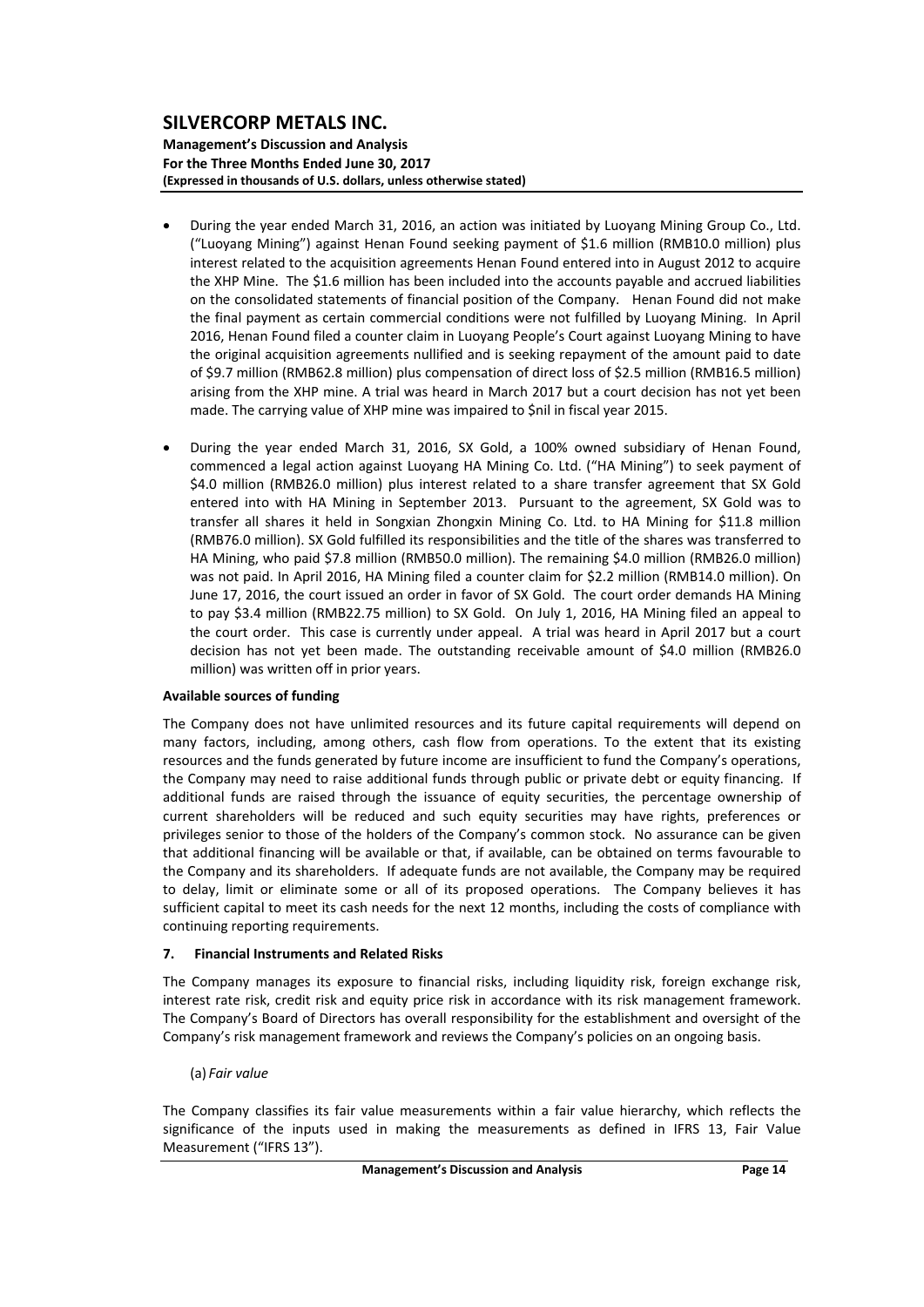- During the year ended March 31, 2016, an action was initiated by Luoyang Mining Group Co., Ltd. ("Luoyang Mining") against Henan Found seeking payment of $1.6 million (RMB10.0 million) plus interest related to the acquisition agreements Henan Found entered into in August 2012 to acquire the XHP Mine. The $1.6 million has been included into the accounts payable and accrued liabilities on the consolidated statements of financial position of the Company. Henan Found did not make the final payment as certain commercial conditions were not fulfilled by Luoyang Mining. In April 2016, Henan Found filed a counter claim in Luoyang People's Court against Luoyang Mining to have the original acquisition agreements nullified and is seeking repayment of the amount paid to date of $9.7 million (RMB62.8 million) plus compensation of direct loss of $2.5 million (RMB16.5 million) arising from the XHP mine. A trial was heard in March 2017 but a court decision has not yet been made. The carrying value of XHP mine was impaired to $nil in fiscal year 2015.

- During the year ended March 31, 2016, SX Gold, a 100% owned subsidiary of Henan Found, commenced a legal action against Luoyang HA Mining Co. Ltd. ("HA Mining") to seek payment of $4.0 million (RMB26.0 million) plus interest related to a share transfer agreement that SX Gold entered into with HA Mining in September 2013. Pursuant to the agreement, SX Gold was to transfer all shares it held in Songxian Zhongxin Mining Co. Ltd. to HA Mining for $11.8 million (RMB76.0 million). SX Gold fulfilled its responsibilities and the title of the shares was transferred to HA Mining, who paid $7.8 million (RMB50.0 million). The remaining $4.0 million (RMB26.0 million) was not paid. In April 2016, HA Mining filed a counter claim for $2.2 million (RMB14.0 million). On June 17, 2016, the court issued an order in favor of SX Gold. The court order demands HA Mining to pay $3.4 million (RMB22.75 million) to SX Gold. On July 1, 2016, HA Mining filed an appeal to the court order. This case is currently under appeal. A trial was heard in April 2017 but a court decision has not yet been made. The outstanding receivable amount of $4.0 million (RMB26.0 million) was written off in prior years.

**Available sources of funding**

The Company does not have unlimited resources and its future capital requirements will depend on many factors, including, among others, cash flow from operations. To the extent that its existing resources and the funds generated by future income are insufficient to fund the Company's operations, the Company may need to raise additional funds through public or private debt or equity financing. If additional funds are raised through the issuance of equity securities, the percentage ownership of current shareholders will be reduced and such equity securities may have rights, preferences or privileges senior to those of the holders of the Company's common stock. No assurance can be given that additional financing will be available or that, if available, can be obtained on terms favourable to the Company and its shareholders. If adequate funds are not available, the Company may be required to delay, limit or eliminate some or all of its proposed operations. The Company believes it has sufficient capital to meet its cash needs for the next 12 months, including the costs of compliance with continuing reporting requirements.

## 7. Financial Instruments and Related Risks

The Company manages its exposure to financial risks, including liquidity risk, foreign exchange risk, interest rate risk, credit risk and equity price risk in accordance with its risk management framework. The Company's Board of Directors has overall responsibility for the establishment and oversight of the Company's risk management framework and reviews the Company's policies on an ongoing basis.

(a) *Fair value*

The Company classifies its fair value measurements within a fair value hierarchy, which reflects the significance of the inputs used in making the measurements as defined in IFRS 13, Fair Value Measurement ("IFRS 13").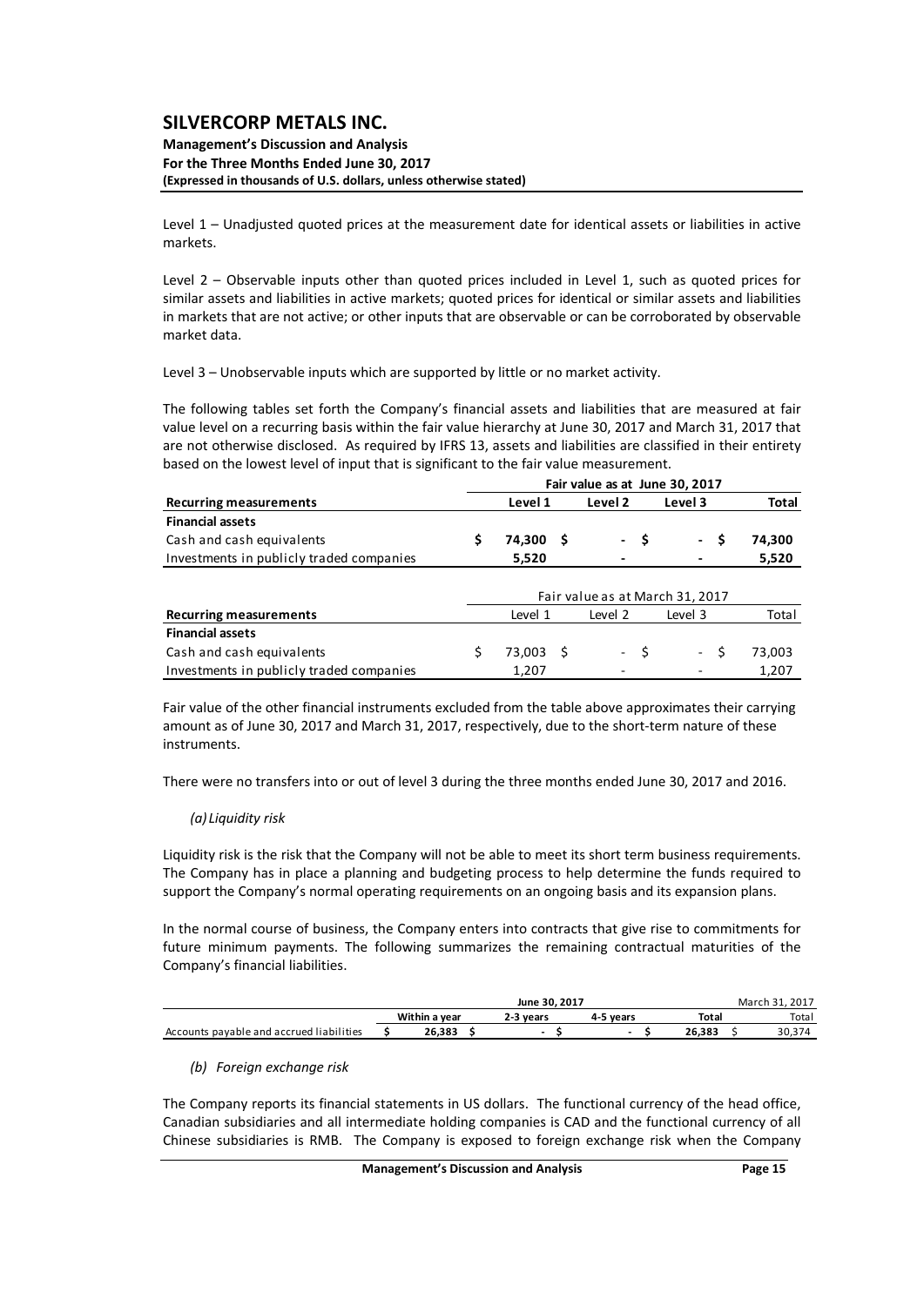Level 1 – Unadjusted quoted prices at the measurement date for identical assets or liabilities in active markets.

Level 2 – Observable inputs other than quoted prices included in Level 1, such as quoted prices for similar assets and liabilities in active markets; quoted prices for identical or similar assets and liabilities in markets that are not active; or other inputs that are observable or can be corroborated by observable market data.

Level 3 – Unobservable inputs which are supported by little or no market activity.

The following tables set forth the Company's financial assets and liabilities that are measured at fair value level on a recurring basis within the fair value hierarchy at June 30, 2017 and March 31, 2017 that are not otherwise disclosed. As required by IFRS 13, assets and liabilities are classified in their entirety based on the lowest level of input that is significant to the fair value measurement.

| | Fair value as at June 30, 2017 | | | |
|---|---|---|---|---|
| **Recurring measurements** | **Level 1** | **Level 2** | **Level 3** | **Total** |
| **Financial assets** | | | | |
| Cash and cash equivalents | $ 74,300 | $ - | $ - | $ 74,300 |
| Investments in publicly traded companies | 5,520 | - | - | 5,520 |

| | Fair value as at March 31, 2017 | | | |
|---|---|---|---|---|
| **Recurring measurements** | Level 1 | Level 2 | Level 3 | Total |
| **Financial assets** | | | | |
| Cash and cash equivalents | $ 73,003 | $ - | $ - | $ 73,003 |
| Investments in publicly traded companies | 1,207 | - | - | 1,207 |

Fair value of the other financial instruments excluded from the table above approximates their carrying amount as of June 30, 2017 and March 31, 2017, respectively, due to the short-term nature of these instruments.

There were no transfers into or out of level 3 during the three months ended June 30, 2017 and 2016.

*(a) Liquidity risk*

Liquidity risk is the risk that the Company will not be able to meet its short term business requirements. The Company has in place a planning and budgeting process to help determine the funds required to support the Company's normal operating requirements on an ongoing basis and its expansion plans.

In the normal course of business, the Company enters into contracts that give rise to commitments for future minimum payments. The following summarizes the remaining contractual maturities of the Company's financial liabilities.

| | June 30, 2017 | | | | March 31, 2017 |
|---|---|---|---|---|---|
| | **Within a year** | **2-3 years** | **4-5 years** | **Total** | Total |
| Accounts payable and accrued liabilities | $ 26,383 | $ - | $ - | $ 26,383 | $ 30,374 |

*(b) Foreign exchange risk*

The Company reports its financial statements in US dollars. The functional currency of the head office, Canadian subsidiaries and all intermediate holding companies is CAD and the functional currency of all Chinese subsidiaries is RMB. The Company is exposed to foreign exchange risk when the Company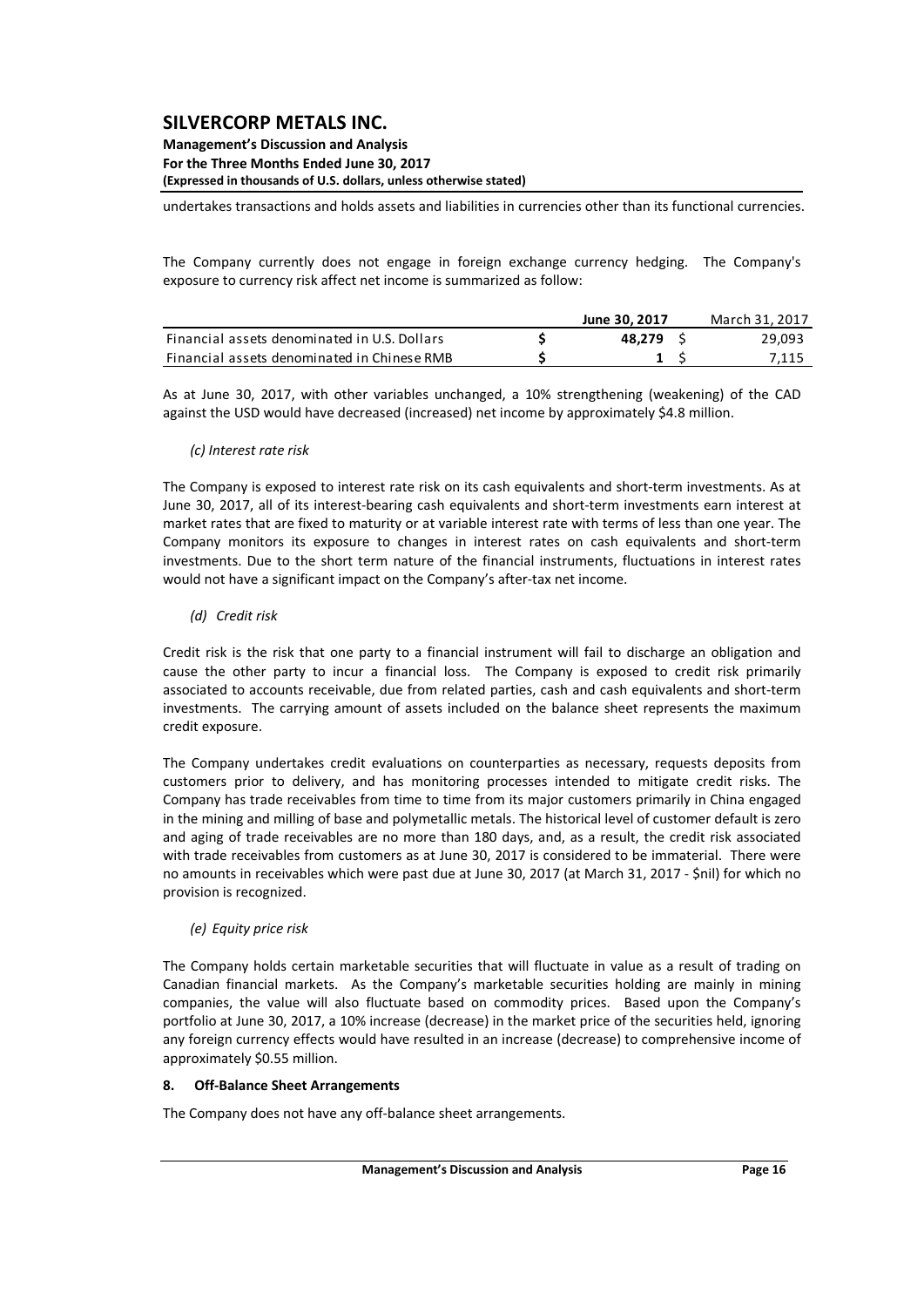undertakes transactions and holds assets and liabilities in currencies other than its functional currencies.

The Company currently does not engage in foreign exchange currency hedging. The Company's exposure to currency risk affect net income is summarized as follow:

| | June 30, 2017 | March 31, 2017 |
|---|---|---|
| Financial assets denominated in U.S. Dollars | $ **48,279** | $ 29,093 |
| Financial assets denominated in Chinese RMB | $ **1** | $ 7,115 |

As at June 30, 2017, with other variables unchanged, a 10% strengthening (weakening) of the CAD against the USD would have decreased (increased) net income by approximately $4.8 million.

*(c) Interest rate risk*

The Company is exposed to interest rate risk on its cash equivalents and short-term investments. As at June 30, 2017, all of its interest-bearing cash equivalents and short-term investments earn interest at market rates that are fixed to maturity or at variable interest rate with terms of less than one year. The Company monitors its exposure to changes in interest rates on cash equivalents and short-term investments. Due to the short term nature of the financial instruments, fluctuations in interest rates would not have a significant impact on the Company's after-tax net income.

*(d) Credit risk*

Credit risk is the risk that one party to a financial instrument will fail to discharge an obligation and cause the other party to incur a financial loss. The Company is exposed to credit risk primarily associated to accounts receivable, due from related parties, cash and cash equivalents and short-term investments. The carrying amount of assets included on the balance sheet represents the maximum credit exposure.

The Company undertakes credit evaluations on counterparties as necessary, requests deposits from customers prior to delivery, and has monitoring processes intended to mitigate credit risks. The Company has trade receivables from time to time from its major customers primarily in China engaged in the mining and milling of base and polymetallic metals. The historical level of customer default is zero and aging of trade receivables are no more than 180 days, and, as a result, the credit risk associated with trade receivables from customers as at June 30, 2017 is considered to be immaterial. There were no amounts in receivables which were past due at June 30, 2017 (at March 31, 2017 - $nil) for which no provision is recognized.

*(e) Equity price risk*

The Company holds certain marketable securities that will fluctuate in value as a result of trading on Canadian financial markets. As the Company's marketable securities holding are mainly in mining companies, the value will also fluctuate based on commodity prices. Based upon the Company's portfolio at June 30, 2017, a 10% increase (decrease) in the market price of the securities held, ignoring any foreign currency effects would have resulted in an increase (decrease) to comprehensive income of approximately $0.55 million.

## 8. Off-Balance Sheet Arrangements

The Company does not have any off-balance sheet arrangements.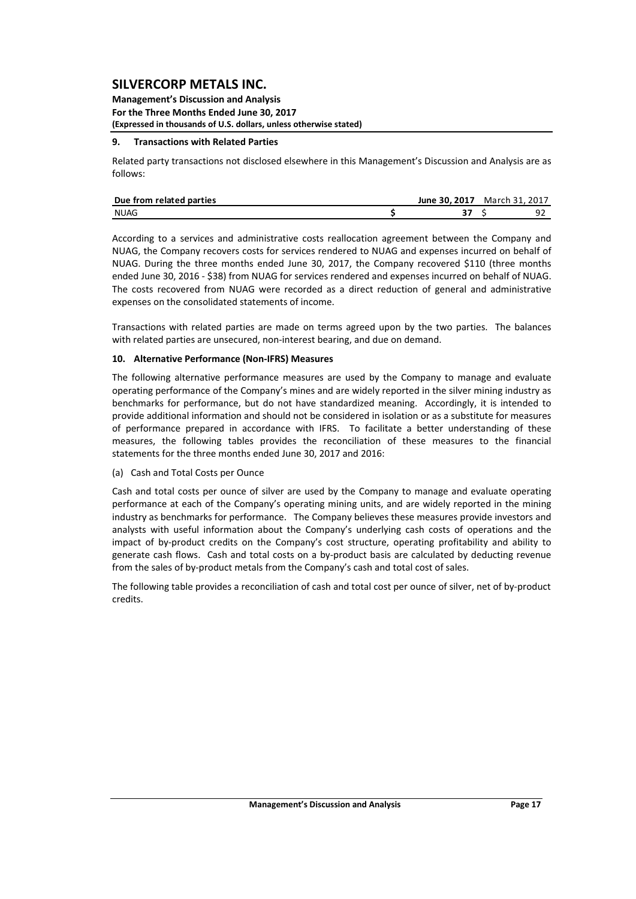## 9. Transactions with Related Parties

Related party transactions not disclosed elsewhere in this Management's Discussion and Analysis are as follows:

| Due from related parties | June 30, 2017 | March 31, 2017 |
|---|---|---|
| NUAG | $ 37 | $ 92 |

According to a services and administrative costs reallocation agreement between the Company and NUAG, the Company recovers costs for services rendered to NUAG and expenses incurred on behalf of NUAG. During the three months ended June 30, 2017, the Company recovered $110 (three months ended June 30, 2016 - $38) from NUAG for services rendered and expenses incurred on behalf of NUAG. The costs recovered from NUAG were recorded as a direct reduction of general and administrative expenses on the consolidated statements of income.

Transactions with related parties are made on terms agreed upon by the two parties. The balances with related parties are unsecured, non-interest bearing, and due on demand.

## 10. Alternative Performance (Non-IFRS) Measures

The following alternative performance measures are used by the Company to manage and evaluate operating performance of the Company's mines and are widely reported in the silver mining industry as benchmarks for performance, but do not have standardized meaning. Accordingly, it is intended to provide additional information and should not be considered in isolation or as a substitute for measures of performance prepared in accordance with IFRS. To facilitate a better understanding of these measures, the following tables provides the reconciliation of these measures to the financial statements for the three months ended June 30, 2017 and 2016:

(a) Cash and Total Costs per Ounce

Cash and total costs per ounce of silver are used by the Company to manage and evaluate operating performance at each of the Company's operating mining units, and are widely reported in the mining industry as benchmarks for performance. The Company believes these measures provide investors and analysts with useful information about the Company's underlying cash costs of operations and the impact of by-product credits on the Company's cost structure, operating profitability and ability to generate cash flows. Cash and total costs on a by-product basis are calculated by deducting revenue from the sales of by-product metals from the Company's cash and total cost of sales.

The following table provides a reconciliation of cash and total cost per ounce of silver, net of by-product credits.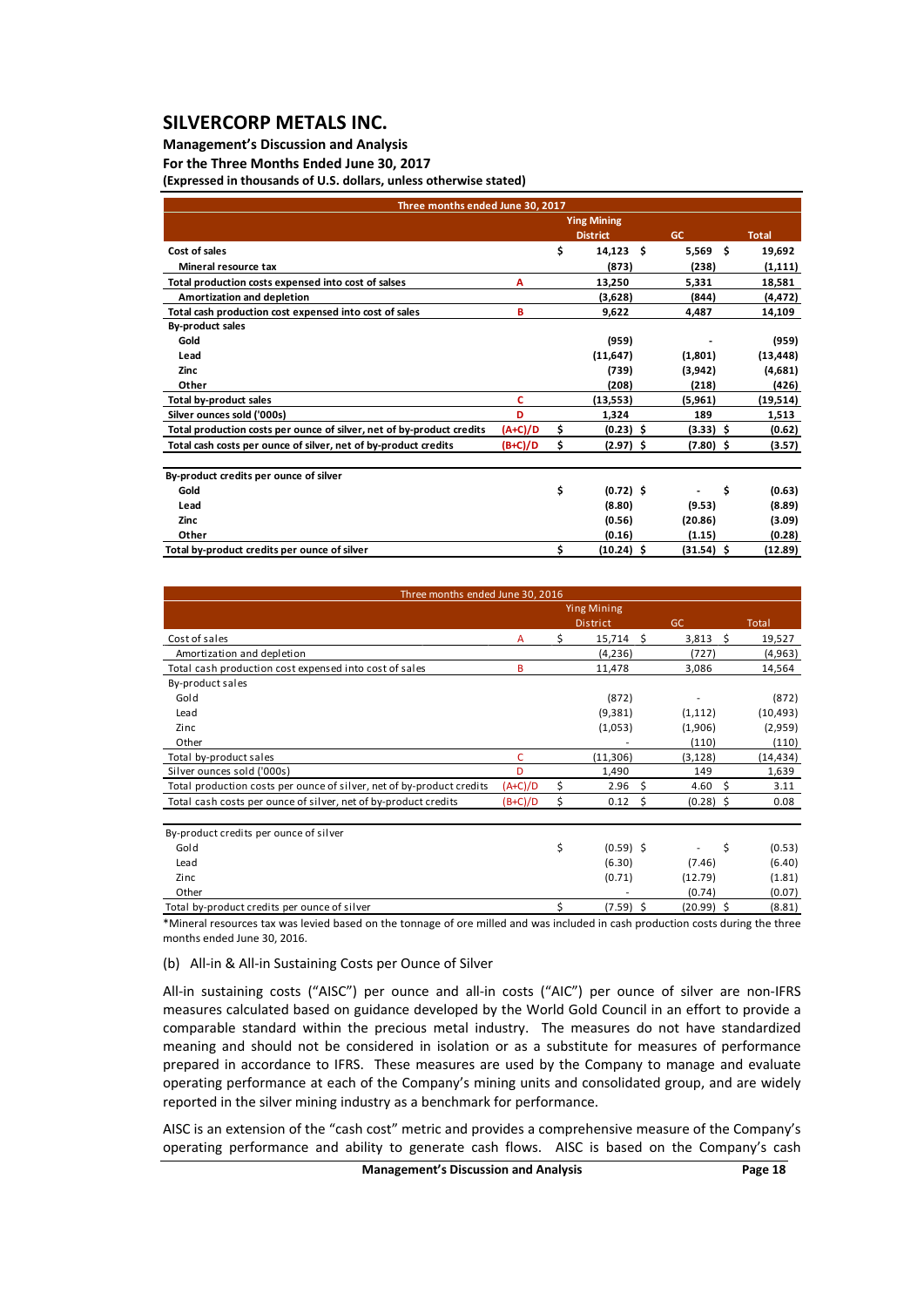# SILVERCORP METALS INC.

**Management's Discussion and Analysis**

**For the Three Months Ended June 30, 2017**

**(Expressed in thousands of U.S. dollars, unless otherwise stated)**

| Three months ended June 30, 2017 | | Ying Mining District | GC | Total |
|---|---|---|---|---|
| **Cost of sales** | | $ 14,123 | $ 5,569 | $ 19,692 |
| **Mineral resource tax** | | (873) | (238) | (1,111) |
| **Total production costs expensed into cost of salses** | A | 13,250 | 5,331 | 18,581 |
| **Amortization and depletion** | | (3,628) | (844) | (4,472) |
| **Total cash production cost expensed into cost of sales** | B | 9,622 | 4,487 | 14,109 |
| **By-product sales** | | | | |
| **Gold** | | (959) | - | (959) |
| **Lead** | | (11,647) | (1,801) | (13,448) |
| **Zinc** | | (739) | (3,942) | (4,681) |
| **Other** | | (208) | (218) | (426) |
| **Total by-product sales** | C | (13,553) | (5,961) | (19,514) |
| **Silver ounces sold ('000s)** | D | 1,324 | 189 | 1,513 |
| **Total production costs per ounce of silver, net of by-product credits** | (A+C)/D | $ (0.23) | $ (3.33) | $ (0.62) |
| **Total cash costs per ounce of silver, net of by-product credits** | (B+C)/D | $ (2.97) | $ (7.80) | $ (3.57) |
| | | | | |
| **By-product credits per ounce of silver** | | | | |
| **Gold** | | $ (0.72) | $ - | $ (0.63) |
| **Lead** | | (8.80) | (9.53) | (8.89) |
| **Zinc** | | (0.56) | (20.86) | (3.09) |
| **Other** | | (0.16) | (1.15) | (0.28) |
| **Total by-product credits per ounce of silver** | | $ (10.24) | $ (31.54) | $ (12.89) |

| Three months ended June 30, 2016 | | Ying Mining District | GC | Total |
|---|---|---|---|---|
| Cost of sales | A | $ 15,714 | $ 3,813 | $ 19,527 |
| Amortization and depletion | | (4,236) | (727) | (4,963) |
| Total cash production cost expensed into cost of sales | B | 11,478 | 3,086 | 14,564 |
| By-product sales | | | | |
| Gold | | (872) | - | (872) |
| Lead | | (9,381) | (1,112) | (10,493) |
| Zinc | | (1,053) | (1,906) | (2,959) |
| Other | | - | (110) | (110) |
| Total by-product sales | C | (11,306) | (3,128) | (14,434) |
| Silver ounces sold ('000s) | D | 1,490 | 149 | 1,639 |
| Total production costs per ounce of silver, net of by-product credits | (A+C)/D | $ 2.96 | $ 4.60 | $ 3.11 |
| Total cash costs per ounce of silver, net of by-product credits | (B+C)/D | $ 0.12 | $ (0.28) | $ 0.08 |
| | | | | |
| By-product credits per ounce of silver | | | | |
| Gold | | $ (0.59) | $ - | $ (0.53) |
| Lead | | (6.30) | (7.46) | (6.40) |
| Zinc | | (0.71) | (12.79) | (1.81) |
| Other | | - | (0.74) | (0.07) |
| Total by-product credits per ounce of silver | | $ (7.59) | $ (20.99) | $ (8.81) |

*Mineral resources tax was levied based on the tonnage of ore milled and was included in cash production costs during the three months ended June 30, 2016.

(b) All-in & All-in Sustaining Costs per Ounce of Silver

All-in sustaining costs ("AISC") per ounce and all-in costs ("AIC") per ounce of silver are non-IFRS measures calculated based on guidance developed by the World Gold Council in an effort to provide a comparable standard within the precious metal industry. The measures do not have standardized meaning and should not be considered in isolation or as a substitute for measures of performance prepared in accordance to IFRS. These measures are used by the Company to manage and evaluate operating performance at each of the Company's mining units and consolidated group, and are widely reported in the silver mining industry as a benchmark for performance.

AISC is an extension of the "cash cost" metric and provides a comprehensive measure of the Company's operating performance and ability to generate cash flows. AISC is based on the Company's cash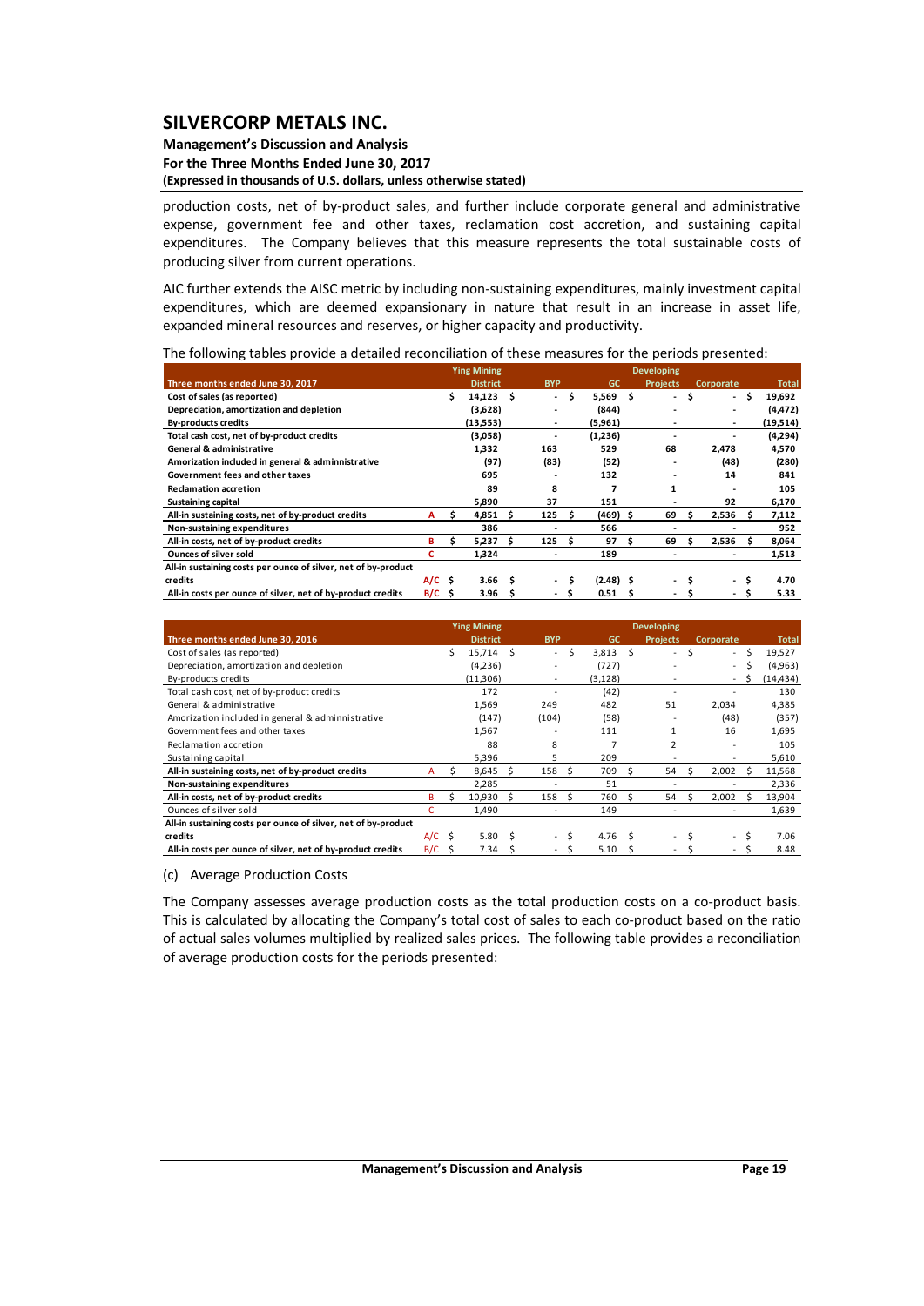production costs, net of by-product sales, and further include corporate general and administrative expense, government fee and other taxes, reclamation cost accretion, and sustaining capital expenditures. The Company believes that this measure represents the total sustainable costs of producing silver from current operations.

AIC further extends the AISC metric by including non-sustaining expenditures, mainly investment capital expenditures, which are deemed expansionary in nature that result in an increase in asset life, expanded mineral resources and reserves, or higher capacity and productivity.

The following tables provide a detailed reconciliation of these measures for the periods presented:

| Three months ended June 30, 2017 | | Ying Mining District | BYP | GC | Developing Projects | Corporate | Total |
|---|---|---|---|---|---|---|---|
| **Cost of sales (as reported)** | | $ 14,123 | $ - | $ 5,569 | $ - | $ - | $ 19,692 |
| **Depreciation, amortization and depletion** | | (3,628) | - | (844) | - | - | (4,472) |
| **By-products credits** | | (13,553) | - | (5,961) | - | - | (19,514) |
| **Total cash cost, net of by-product credits** | | (3,058) | - | (1,236) | - | - | (4,294) |
| **General & administrative** | | 1,332 | 163 | 529 | 68 | 2,478 | 4,570 |
| **Amorization included in general & adminnistrative** | | (97) | (83) | (52) | - | (48) | (280) |
| **Government fees and other taxes** | | 695 | - | 132 | - | 14 | 841 |
| **Reclamation accretion** | | 89 | 8 | 7 | 1 | - | 105 |
| **Sustaining capital** | | 5,890 | 37 | 151 | - | 92 | 6,170 |
| **All-in sustaining costs, net of by-product credits** | A | $ 4,851 | $ 125 | $ (469) | $ 69 | $ 2,536 | $ 7,112 |
| **Non-sustaining expenditures** | | 386 | - | 566 | - | - | 952 |
| **All-in costs, net of by-product credits** | B | $ 5,237 | $ 125 | $ 97 | $ 69 | $ 2,536 | $ 8,064 |
| **Ounces of silver sold** | C | 1,324 | - | 189 | - | - | 1,513 |
| **All-in sustaining costs per ounce of silver, net of by-product credits** | A/C | $ 3.66 | $ - | $ (2.48) | $ - | $ - | $ 4.70 |
| **All-in costs per ounce of silver, net of by-product credits** | B/C | $ 3.96 | $ - | $ 0.51 | $ - | $ - | $ 5.33 |

| Three months ended June 30, 2016 | | Ying Mining District | BYP | GC | Developing Projects | Corporate | Total |
|---|---|---|---|---|---|---|---|
| Cost of sales (as reported) | | $ 15,714 | $ - | $ 3,813 | $ - | $ - | $ 19,527 |
| Depreciation, amortization and depletion | | (4,236) | - | (727) | - | - | $ (4,963) |
| By-products credits | | (11,306) | - | (3,128) | - | - | $ (14,434) |
| Total cash cost, net of by-product credits | | 172 | - | (42) | - | - | 130 |
| General & administrative | | 1,569 | 249 | 482 | 51 | 2,034 | 4,385 |
| Amorization included in general & adminnistrative | | (147) | (104) | (58) | - | (48) | (357) |
| Government fees and other taxes | | 1,567 | - | 111 | 1 | 16 | 1,695 |
| Reclamation accretion | | 88 | 8 | 7 | 2 | - | 105 |
| Sustaining capital | | 5,396 | 5 | 209 | - | - | 5,610 |
| **All-in sustaining costs, net of by-product credits** | A | $ 8,645 | $ 158 | $ 709 | $ 54 | $ 2,002 | $ 11,568 |
| Non-sustaining expenditures | | 2,285 | - | 51 | - | - | 2,336 |
| **All-in costs, net of by-product credits** | B | $ 10,930 | $ 158 | $ 760 | $ 54 | $ 2,002 | $ 13,904 |
| Ounces of silver sold | C | 1,490 | - | 149 | - | - | 1,639 |
| **All-in sustaining costs per ounce of silver, net of by-product credits** | A/C | $ 5.80 | $ - | $ 4.76 | $ - | $ - | $ 7.06 |
| **All-in costs per ounce of silver, net of by-product credits** | B/C | $ 7.34 | $ - | $ 5.10 | $ - | $ - | $ 8.48 |

(c) Average Production Costs

The Company assesses average production costs as the total production costs on a co-product basis. This is calculated by allocating the Company's total cost of sales to each co-product based on the ratio of actual sales volumes multiplied by realized sales prices. The following table provides a reconciliation of average production costs for the periods presented: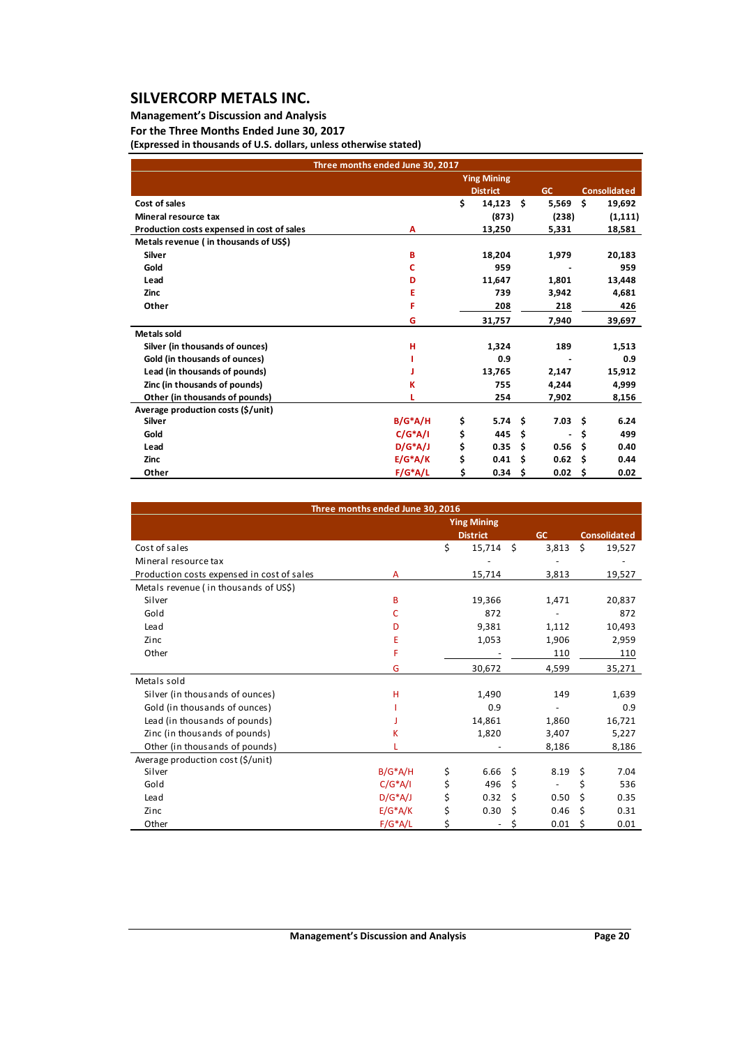# SILVERCORP METALS INC.

**Management's Discussion and Analysis**
**For the Three Months Ended June 30, 2017**
**(Expressed in thousands of U.S. dollars, unless otherwise stated)**

| Three months ended June 30, 2017 | | Ying Mining District | GC | Consolidated |
|---|---|---|---|---|
| **Cost of sales** | | **$ 14,123** | **$ 5,569** | **$ 19,692** |
| **Mineral resource tax** | | **(873)** | **(238)** | **(1,111)** |
| **Production costs expensed in cost of sales** | A | **13,250** | **5,331** | **18,581** |
| **Metals revenue ( in thousands of US$)** | | | | |
| **Silver** | B | **18,204** | **1,979** | **20,183** |
| **Gold** | C | **959** | **-** | **959** |
| **Lead** | D | **11,647** | **1,801** | **13,448** |
| **Zinc** | E | **739** | **3,942** | **4,681** |
| **Other** | F | **208** | **218** | **426** |
| | G | **31,757** | **7,940** | **39,697** |
| **Metals sold** | | | | |
| **Silver (in thousands of ounces)** | H | **1,324** | **189** | **1,513** |
| **Gold (in thousands of ounces)** | I | **0.9** | **-** | **0.9** |
| **Lead (in thousands of pounds)** | J | **13,765** | **2,147** | **15,912** |
| **Zinc (in thousands of pounds)** | K | **755** | **4,244** | **4,999** |
| **Other (in thousands of pounds)** | L | **254** | **7,902** | **8,156** |
| **Average production costs ($/unit)** | | | | |
| **Silver** | B/G*A/H | **$ 5.74** | **$ 7.03** | **$ 6.24** |
| **Gold** | C/G*A/I | **$ 445** | **$ -** | **$ 499** |
| **Lead** | D/G*A/J | **$ 0.35** | **$ 0.56** | **$ 0.40** |
| **Zinc** | E/G*A/K | **$ 0.41** | **$ 0.62** | **$ 0.44** |
| **Other** | F/G*A/L | **$ 0.34** | **$ 0.02** | **$ 0.02** |

| Three months ended June 30, 2016 | | Ying Mining District | GC | Consolidated |
|---|---|---|---|---|
| Cost of sales | | $ 15,714 | $ 3,813 | $ 19,527 |
| Mineral resource tax | | - | - | - |
| Production costs expensed in cost of sales | A | 15,714 | 3,813 | 19,527 |
| Metals revenue ( in thousands of US$) | | | | |
| Silver | B | 19,366 | 1,471 | 20,837 |
| Gold | C | 872 | - | 872 |
| Lead | D | 9,381 | 1,112 | 10,493 |
| Zinc | E | 1,053 | 1,906 | 2,959 |
| Other | F | - | 110 | 110 |
| | G | 30,672 | 4,599 | 35,271 |
| Metals sold | | | | |
| Silver (in thousands of ounces) | H | 1,490 | 149 | 1,639 |
| Gold (in thousands of ounces) | I | 0.9 | - | 0.9 |
| Lead (in thousands of pounds) | J | 14,861 | 1,860 | 16,721 |
| Zinc (in thousands of pounds) | K | 1,820 | 3,407 | 5,227 |
| Other (in thousands of pounds) | L | - | 8,186 | 8,186 |
| Average production cost ($/unit) | | | | |
| Silver | B/G*A/H | $ 6.66 | $ 8.19 | $ 7.04 |
| Gold | C/G*A/I | $ 496 | $ - | $ 536 |
| Lead | D/G*A/J | $ 0.32 | $ 0.50 | $ 0.35 |
| Zinc | E/G*A/K | $ 0.30 | $ 0.46 | $ 0.31 |
| Other | F/G*A/L | $ - | $ 0.01 | $ 0.01 |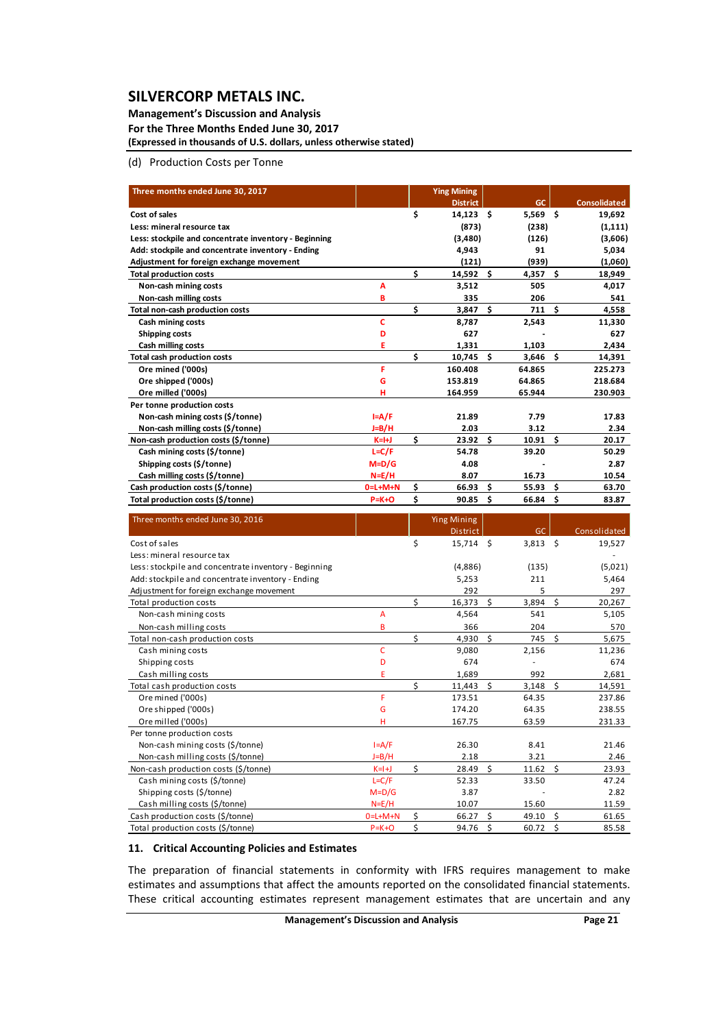# SILVERCORP METALS INC.

**Management's Discussion and Analysis**
**For the Three Months Ended June 30, 2017**
**(Expressed in thousands of U.S. dollars, unless otherwise stated)**

(d) Production Costs per Tonne

| Three months ended June 30, 2017 | | | Ying Mining District | | GC | | Consolidated |
|---|---|---|---|---|---|---|---|
| **Cost of sales** | | $ | **14,123** | $ | **5,569** | $ | **19,692** |
| **Less: mineral resource tax** | | | **(873)** | | **(238)** | | **(1,111)** |
| **Less: stockpile and concentrate inventory - Beginning** | | | **(3,480)** | | **(126)** | | **(3,606)** |
| **Add: stockpile and concentrate inventory - Ending** | | | **4,943** | | **91** | | **5,034** |
| **Adjustment for foreign exchange movement** | | | **(121)** | | **(939)** | | **(1,060)** |
| **Total production costs** | | $ | **14,592** | $ | **4,357** | $ | **18,949** |
| **Non-cash mining costs** | A | | **3,512** | | **505** | | **4,017** |
| **Non-cash milling costs** | B | | **335** | | **206** | | **541** |
| **Total non-cash production costs** | | $ | **3,847** | $ | **711** | $ | **4,558** |
| **Cash mining costs** | C | | **8,787** | | **2,543** | | **11,330** |
| **Shipping costs** | D | | **627** | | **-** | | **627** |
| **Cash milling costs** | E | | **1,331** | | **1,103** | | **2,434** |
| **Total cash production costs** | | $ | **10,745** | $ | **3,646** | $ | **14,391** |
| **Ore mined ('000s)** | F | | **160.408** | | **64.865** | | **225.273** |
| **Ore shipped ('000s)** | G | | **153.819** | | **64.865** | | **218.684** |
| **Ore milled ('000s)** | H | | **164.959** | | **65.944** | | **230.903** |
| **Per tonne production costs** | | | | | | | |
| **Non-cash mining costs ($/tonne)** | I=A/F | | **21.89** | | **7.79** | | **17.83** |
| **Non-cash milling costs ($/tonne)** | J=B/H | | **2.03** | | **3.12** | | **2.34** |
| **Non-cash production costs ($/tonne)** | K=I+J | $ | **23.92** | $ | **10.91** | $ | **20.17** |
| **Cash mining costs ($/tonne)** | L=C/F | | **54.78** | | **39.20** | | **50.29** |
| **Shipping costs ($/tonne)** | M=D/G | | **4.08** | | **-** | | **2.87** |
| **Cash milling costs ($/tonne)** | N=E/H | | **8.07** | | **16.73** | | **10.54** |
| **Cash production costs ($/tonne)** | O=L+M+N | $ | **66.93** | $ | **55.93** | $ | **63.70** |
| **Total production costs ($/tonne)** | P=K+O | $ | **90.85** | $ | **66.84** | $ | **83.87** |

| Three months ended June 30, 2016 | | | Ying Mining District | | GC | | Consolidated |
|---|---|---|---|---|---|---|---|
| Cost of sales | | $ | 15,714 | $ | 3,813 | $ | 19,527 |
| Less: mineral resource tax | | | | | | | - |
| Less: stockpile and concentrate inventory - Beginning | | | (4,886) | | (135) | | (5,021) |
| Add: stockpile and concentrate inventory - Ending | | | 5,253 | | 211 | | 5,464 |
| Adjustment for foreign exchange movement | | | 292 | | 5 | | 297 |
| Total production costs | | $ | 16,373 | $ | 3,894 | $ | 20,267 |
| Non-cash mining costs | A | | 4,564 | | 541 | | 5,105 |
| Non-cash milling costs | B | | 366 | | 204 | | 570 |
| Total non-cash production costs | | $ | 4,930 | $ | 745 | $ | 5,675 |
| Cash mining costs | C | | 9,080 | | 2,156 | | 11,236 |
| Shipping costs | D | | 674 | | - | | 674 |
| Cash milling costs | E | | 1,689 | | 992 | | 2,681 |
| Total cash production costs | | $ | 11,443 | $ | 3,148 | $ | 14,591 |
| Ore mined ('000s) | F | | 173.51 | | 64.35 | | 237.86 |
| Ore shipped ('000s) | G | | 174.20 | | 64.35 | | 238.55 |
| Ore milled ('000s) | H | | 167.75 | | 63.59 | | 231.33 |
| Per tonne production costs | | | | | | | |
| Non-cash mining costs ($/tonne) | I=A/F | | 26.30 | | 8.41 | | 21.46 |
| Non-cash milling costs ($/tonne) | J=B/H | | 2.18 | | 3.21 | | 2.46 |
| Non-cash production costs ($/tonne) | K=I+J | $ | 28.49 | $ | 11.62 | $ | 23.93 |
| Cash mining costs ($/tonne) | L=C/F | | 52.33 | | 33.50 | | 47.24 |
| Shipping costs ($/tonne) | M=D/G | | 3.87 | | - | | 2.82 |
| Cash milling costs ($/tonne) | N=E/H | | 10.07 | | 15.60 | | 11.59 |
| Cash production costs ($/tonne) | O=L+M+N | $ | 66.27 | $ | 49.10 | $ | 61.65 |
| Total production costs ($/tonne) | P=K+O | $ | 94.76 | $ | 60.72 | $ | 85.58 |

## 11. Critical Accounting Policies and Estimates

The preparation of financial statements in conformity with IFRS requires management to make estimates and assumptions that affect the amounts reported on the consolidated financial statements. These critical accounting estimates represent management estimates that are uncertain and any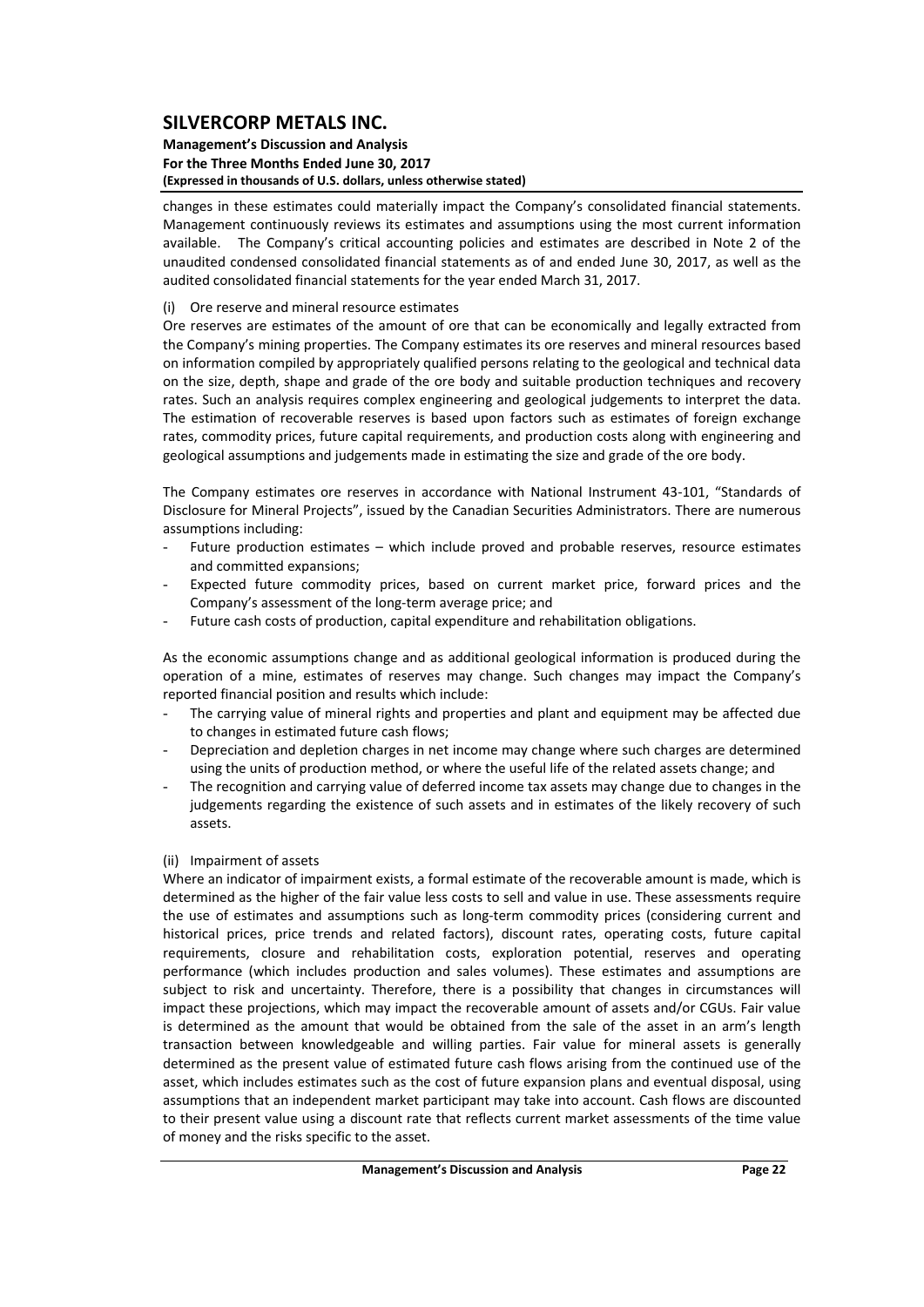changes in these estimates could materially impact the Company's consolidated financial statements. Management continuously reviews its estimates and assumptions using the most current information available. The Company's critical accounting policies and estimates are described in Note 2 of the unaudited condensed consolidated financial statements as of and ended June 30, 2017, as well as the audited consolidated financial statements for the year ended March 31, 2017.

(i) Ore reserve and mineral resource estimates

Ore reserves are estimates of the amount of ore that can be economically and legally extracted from the Company's mining properties. The Company estimates its ore reserves and mineral resources based on information compiled by appropriately qualified persons relating to the geological and technical data on the size, depth, shape and grade of the ore body and suitable production techniques and recovery rates. Such an analysis requires complex engineering and geological judgements to interpret the data. The estimation of recoverable reserves is based upon factors such as estimates of foreign exchange rates, commodity prices, future capital requirements, and production costs along with engineering and geological assumptions and judgements made in estimating the size and grade of the ore body.

The Company estimates ore reserves in accordance with National Instrument 43-101, "Standards of Disclosure for Mineral Projects", issued by the Canadian Securities Administrators. There are numerous assumptions including:

- Future production estimates – which include proved and probable reserves, resource estimates and committed expansions;
- Expected future commodity prices, based on current market price, forward prices and the Company's assessment of the long-term average price; and
- Future cash costs of production, capital expenditure and rehabilitation obligations.

As the economic assumptions change and as additional geological information is produced during the operation of a mine, estimates of reserves may change. Such changes may impact the Company's reported financial position and results which include:

- The carrying value of mineral rights and properties and plant and equipment may be affected due to changes in estimated future cash flows;
- Depreciation and depletion charges in net income may change where such charges are determined using the units of production method, or where the useful life of the related assets change; and
- The recognition and carrying value of deferred income tax assets may change due to changes in the judgements regarding the existence of such assets and in estimates of the likely recovery of such assets.

(ii) Impairment of assets

Where an indicator of impairment exists, a formal estimate of the recoverable amount is made, which is determined as the higher of the fair value less costs to sell and value in use. These assessments require the use of estimates and assumptions such as long-term commodity prices (considering current and historical prices, price trends and related factors), discount rates, operating costs, future capital requirements, closure and rehabilitation costs, exploration potential, reserves and operating performance (which includes production and sales volumes). These estimates and assumptions are subject to risk and uncertainty. Therefore, there is a possibility that changes in circumstances will impact these projections, which may impact the recoverable amount of assets and/or CGUs. Fair value is determined as the amount that would be obtained from the sale of the asset in an arm's length transaction between knowledgeable and willing parties. Fair value for mineral assets is generally determined as the present value of estimated future cash flows arising from the continued use of the asset, which includes estimates such as the cost of future expansion plans and eventual disposal, using assumptions that an independent market participant may take into account. Cash flows are discounted to their present value using a discount rate that reflects current market assessments of the time value of money and the risks specific to the asset.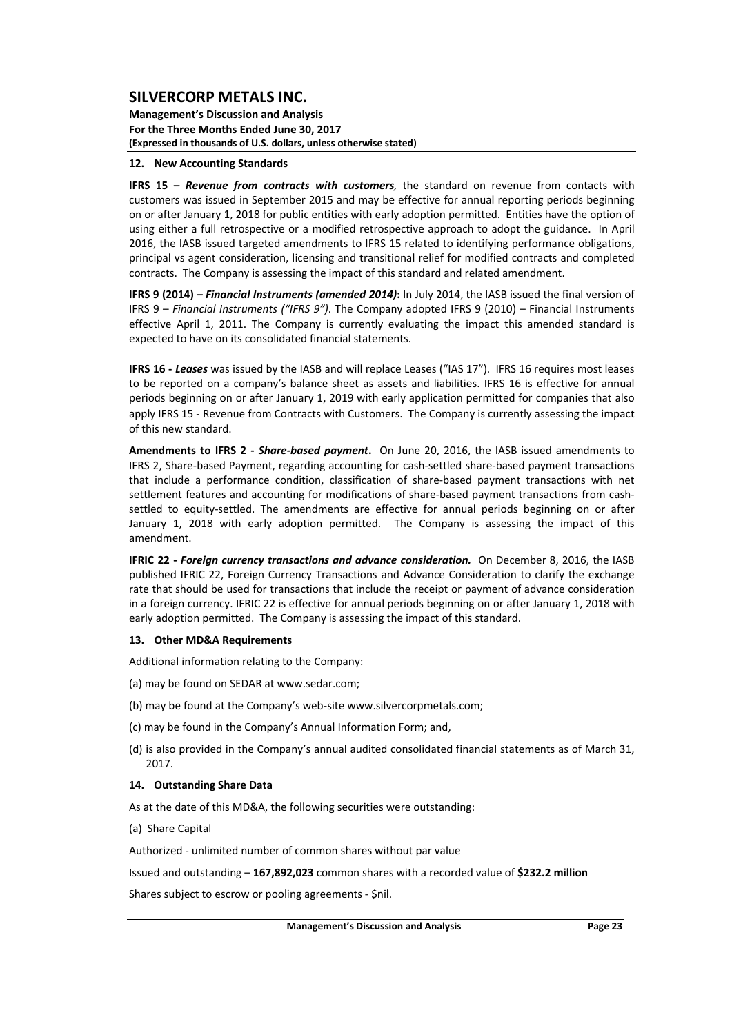## 12. New Accounting Standards

**IFRS 15 –** ***Revenue from contracts with customers,*** the standard on revenue from contacts with customers was issued in September 2015 and may be effective for annual reporting periods beginning on or after January 1, 2018 for public entities with early adoption permitted. Entities have the option of using either a full retrospective or a modified retrospective approach to adopt the guidance. In April 2016, the IASB issued targeted amendments to IFRS 15 related to identifying performance obligations, principal vs agent consideration, licensing and transitional relief for modified contracts and completed contracts. The Company is assessing the impact of this standard and related amendment.

**IFRS 9 (2014) –** ***Financial Instruments (amended 2014)*****:** In July 2014, the IASB issued the final version of IFRS 9 – *Financial Instruments ("IFRS 9")*. The Company adopted IFRS 9 (2010) – Financial Instruments effective April 1, 2011. The Company is currently evaluating the impact this amended standard is expected to have on its consolidated financial statements.

**IFRS 16 -** ***Leases*** was issued by the IASB and will replace Leases ("IAS 17"). IFRS 16 requires most leases to be reported on a company's balance sheet as assets and liabilities. IFRS 16 is effective for annual periods beginning on or after January 1, 2019 with early application permitted for companies that also apply IFRS 15 - Revenue from Contracts with Customers. The Company is currently assessing the impact of this new standard.

**Amendments to IFRS 2 -** ***Share-based payment*****.** On June 20, 2016, the IASB issued amendments to IFRS 2, Share-based Payment, regarding accounting for cash-settled share-based payment transactions that include a performance condition, classification of share-based payment transactions with net settlement features and accounting for modifications of share-based payment transactions from cash-settled to equity-settled. The amendments are effective for annual periods beginning on or after January 1, 2018 with early adoption permitted. The Company is assessing the impact of this amendment.

**IFRIC 22 -** ***Foreign currency transactions and advance consideration.*** On December 8, 2016, the IASB published IFRIC 22, Foreign Currency Transactions and Advance Consideration to clarify the exchange rate that should be used for transactions that include the receipt or payment of advance consideration in a foreign currency. IFRIC 22 is effective for annual periods beginning on or after January 1, 2018 with early adoption permitted. The Company is assessing the impact of this standard.

## 13. Other MD&A Requirements

Additional information relating to the Company:

(a) may be found on SEDAR at www.sedar.com;

(b) may be found at the Company's web-site www.silvercorpmetals.com;

(c) may be found in the Company's Annual Information Form; and,

(d) is also provided in the Company's annual audited consolidated financial statements as of March 31, 2017.

## 14. Outstanding Share Data

As at the date of this MD&A, the following securities were outstanding:

(a) Share Capital

Authorized - unlimited number of common shares without par value

Issued and outstanding – **167,892,023** common shares with a recorded value of **$232.2 million**

Shares subject to escrow or pooling agreements - $nil.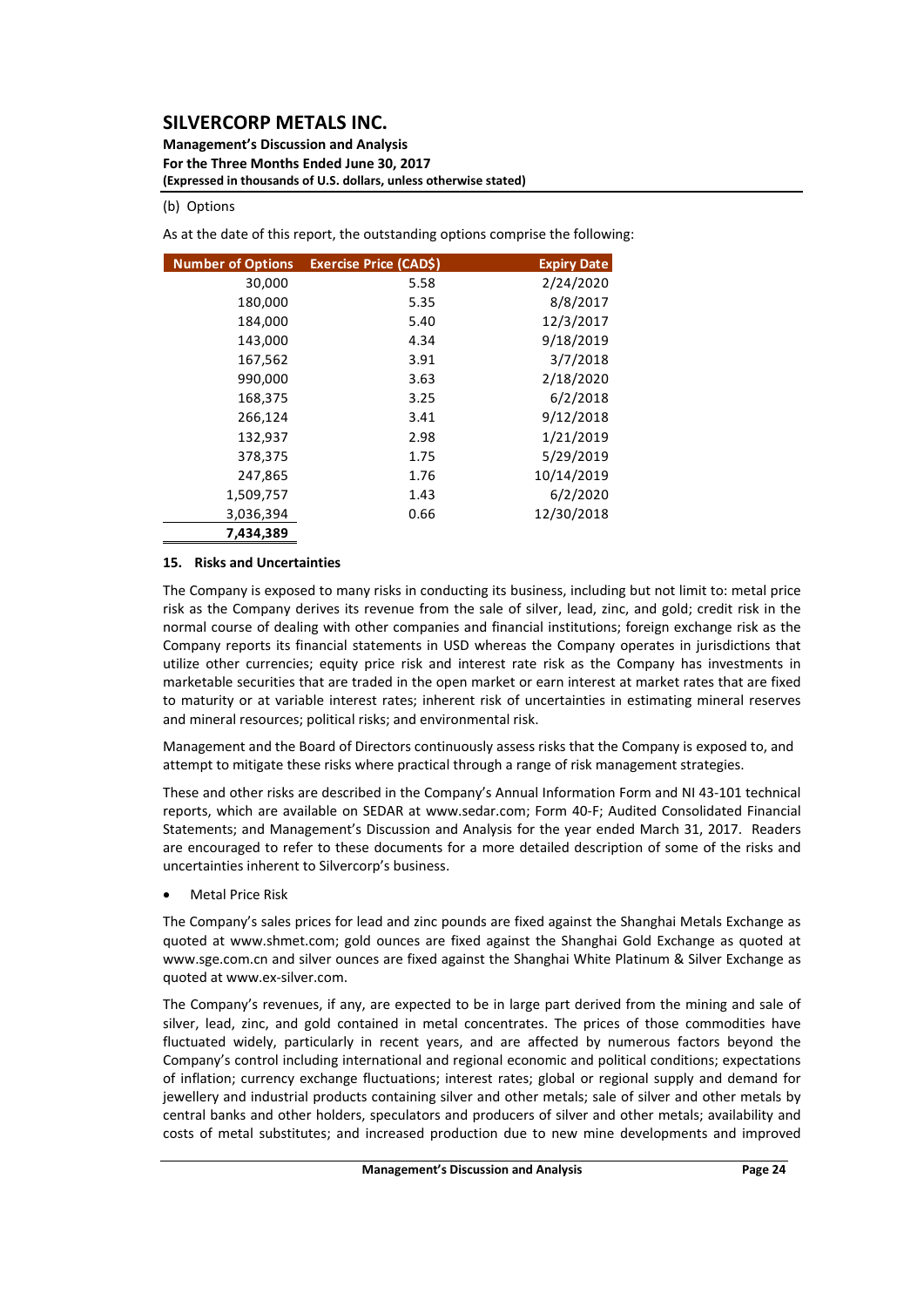(b) Options

As at the date of this report, the outstanding options comprise the following:

| Number of Options | Exercise Price (CAD$) | Expiry Date |
|---|---|---|
| 30,000 | 5.58 | 2/24/2020 |
| 180,000 | 5.35 | 8/8/2017 |
| 184,000 | 5.40 | 12/3/2017 |
| 143,000 | 4.34 | 9/18/2019 |
| 167,562 | 3.91 | 3/7/2018 |
| 990,000 | 3.63 | 2/18/2020 |
| 168,375 | 3.25 | 6/2/2018 |
| 266,124 | 3.41 | 9/12/2018 |
| 132,937 | 2.98 | 1/21/2019 |
| 378,375 | 1.75 | 5/29/2019 |
| 247,865 | 1.76 | 10/14/2019 |
| 1,509,757 | 1.43 | 6/2/2020 |
| 3,036,394 | 0.66 | 12/30/2018 |
| **7,434,389** | | |

**15. Risks and Uncertainties**

The Company is exposed to many risks in conducting its business, including but not limit to: metal price risk as the Company derives its revenue from the sale of silver, lead, zinc, and gold; credit risk in the normal course of dealing with other companies and financial institutions; foreign exchange risk as the Company reports its financial statements in USD whereas the Company operates in jurisdictions that utilize other currencies; equity price risk and interest rate risk as the Company has investments in marketable securities that are traded in the open market or earn interest at market rates that are fixed to maturity or at variable interest rates; inherent risk of uncertainties in estimating mineral reserves and mineral resources; political risks; and environmental risk.

Management and the Board of Directors continuously assess risks that the Company is exposed to, and attempt to mitigate these risks where practical through a range of risk management strategies.

These and other risks are described in the Company's Annual Information Form and NI 43-101 technical reports, which are available on SEDAR at www.sedar.com; Form 40-F; Audited Consolidated Financial Statements; and Management's Discussion and Analysis for the year ended March 31, 2017. Readers are encouraged to refer to these documents for a more detailed description of some of the risks and uncertainties inherent to Silvercorp's business.

- Metal Price Risk

The Company's sales prices for lead and zinc pounds are fixed against the Shanghai Metals Exchange as quoted at www.shmet.com; gold ounces are fixed against the Shanghai Gold Exchange as quoted at www.sge.com.cn and silver ounces are fixed against the Shanghai White Platinum & Silver Exchange as quoted at www.ex-silver.com.

The Company's revenues, if any, are expected to be in large part derived from the mining and sale of silver, lead, zinc, and gold contained in metal concentrates. The prices of those commodities have fluctuated widely, particularly in recent years, and are affected by numerous factors beyond the Company's control including international and regional economic and political conditions; expectations of inflation; currency exchange fluctuations; interest rates; global or regional supply and demand for jewellery and industrial products containing silver and other metals; sale of silver and other metals by central banks and other holders, speculators and producers of silver and other metals; availability and costs of metal substitutes; and increased production due to new mine developments and improved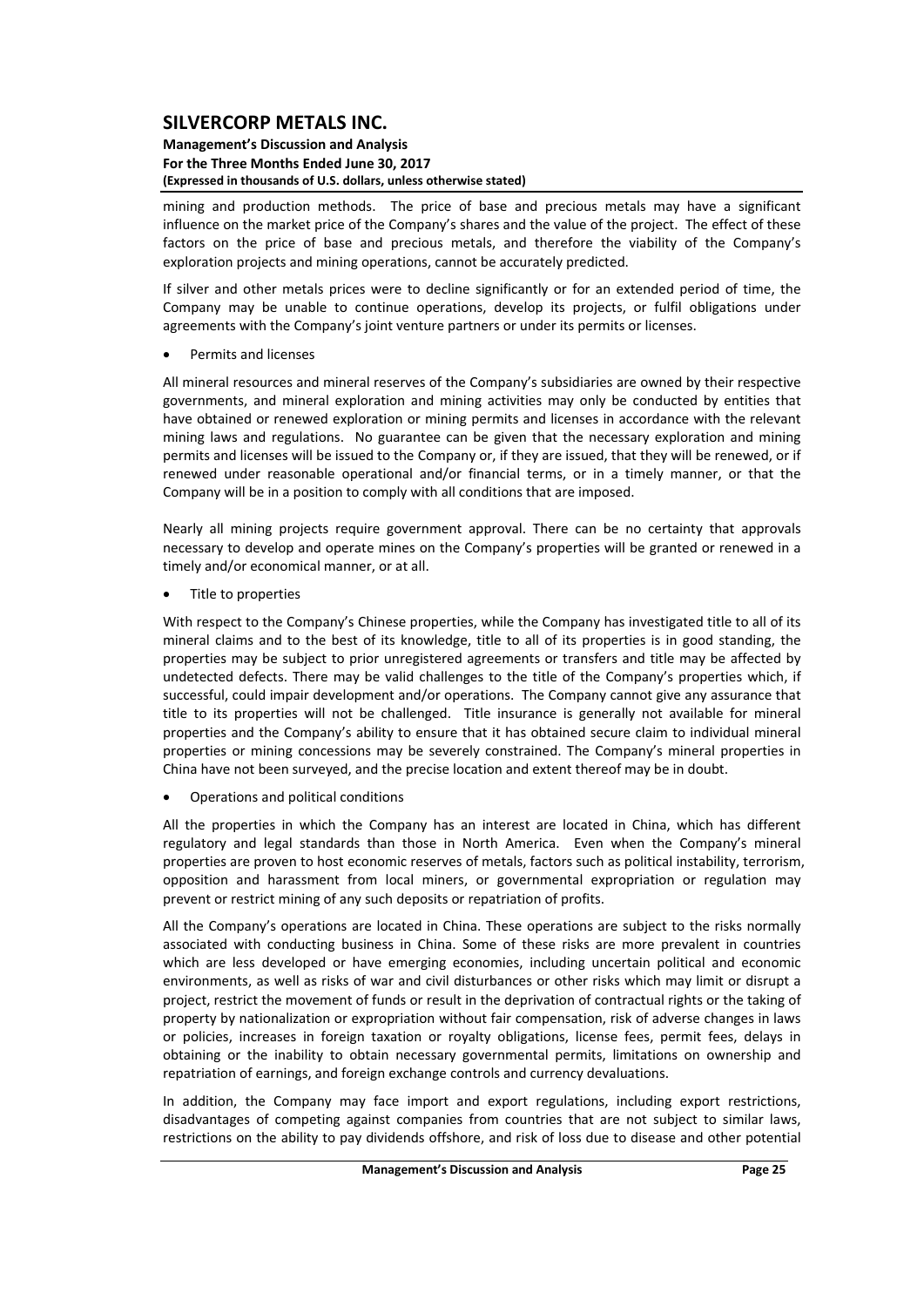mining and production methods. The price of base and precious metals may have a significant influence on the market price of the Company's shares and the value of the project. The effect of these factors on the price of base and precious metals, and therefore the viability of the Company's exploration projects and mining operations, cannot be accurately predicted.

If silver and other metals prices were to decline significantly or for an extended period of time, the Company may be unable to continue operations, develop its projects, or fulfil obligations under agreements with the Company's joint venture partners or under its permits or licenses.

- Permits and licenses

All mineral resources and mineral reserves of the Company's subsidiaries are owned by their respective governments, and mineral exploration and mining activities may only be conducted by entities that have obtained or renewed exploration or mining permits and licenses in accordance with the relevant mining laws and regulations. No guarantee can be given that the necessary exploration and mining permits and licenses will be issued to the Company or, if they are issued, that they will be renewed, or if renewed under reasonable operational and/or financial terms, or in a timely manner, or that the Company will be in a position to comply with all conditions that are imposed.

Nearly all mining projects require government approval. There can be no certainty that approvals necessary to develop and operate mines on the Company's properties will be granted or renewed in a timely and/or economical manner, or at all.

- Title to properties

With respect to the Company's Chinese properties, while the Company has investigated title to all of its mineral claims and to the best of its knowledge, title to all of its properties is in good standing, the properties may be subject to prior unregistered agreements or transfers and title may be affected by undetected defects. There may be valid challenges to the title of the Company's properties which, if successful, could impair development and/or operations. The Company cannot give any assurance that title to its properties will not be challenged. Title insurance is generally not available for mineral properties and the Company's ability to ensure that it has obtained secure claim to individual mineral properties or mining concessions may be severely constrained. The Company's mineral properties in China have not been surveyed, and the precise location and extent thereof may be in doubt.

- Operations and political conditions

All the properties in which the Company has an interest are located in China, which has different regulatory and legal standards than those in North America. Even when the Company's mineral properties are proven to host economic reserves of metals, factors such as political instability, terrorism, opposition and harassment from local miners, or governmental expropriation or regulation may prevent or restrict mining of any such deposits or repatriation of profits.

All the Company's operations are located in China. These operations are subject to the risks normally associated with conducting business in China. Some of these risks are more prevalent in countries which are less developed or have emerging economies, including uncertain political and economic environments, as well as risks of war and civil disturbances or other risks which may limit or disrupt a project, restrict the movement of funds or result in the deprivation of contractual rights or the taking of property by nationalization or expropriation without fair compensation, risk of adverse changes in laws or policies, increases in foreign taxation or royalty obligations, license fees, permit fees, delays in obtaining or the inability to obtain necessary governmental permits, limitations on ownership and repatriation of earnings, and foreign exchange controls and currency devaluations.

In addition, the Company may face import and export regulations, including export restrictions, disadvantages of competing against companies from countries that are not subject to similar laws, restrictions on the ability to pay dividends offshore, and risk of loss due to disease and other potential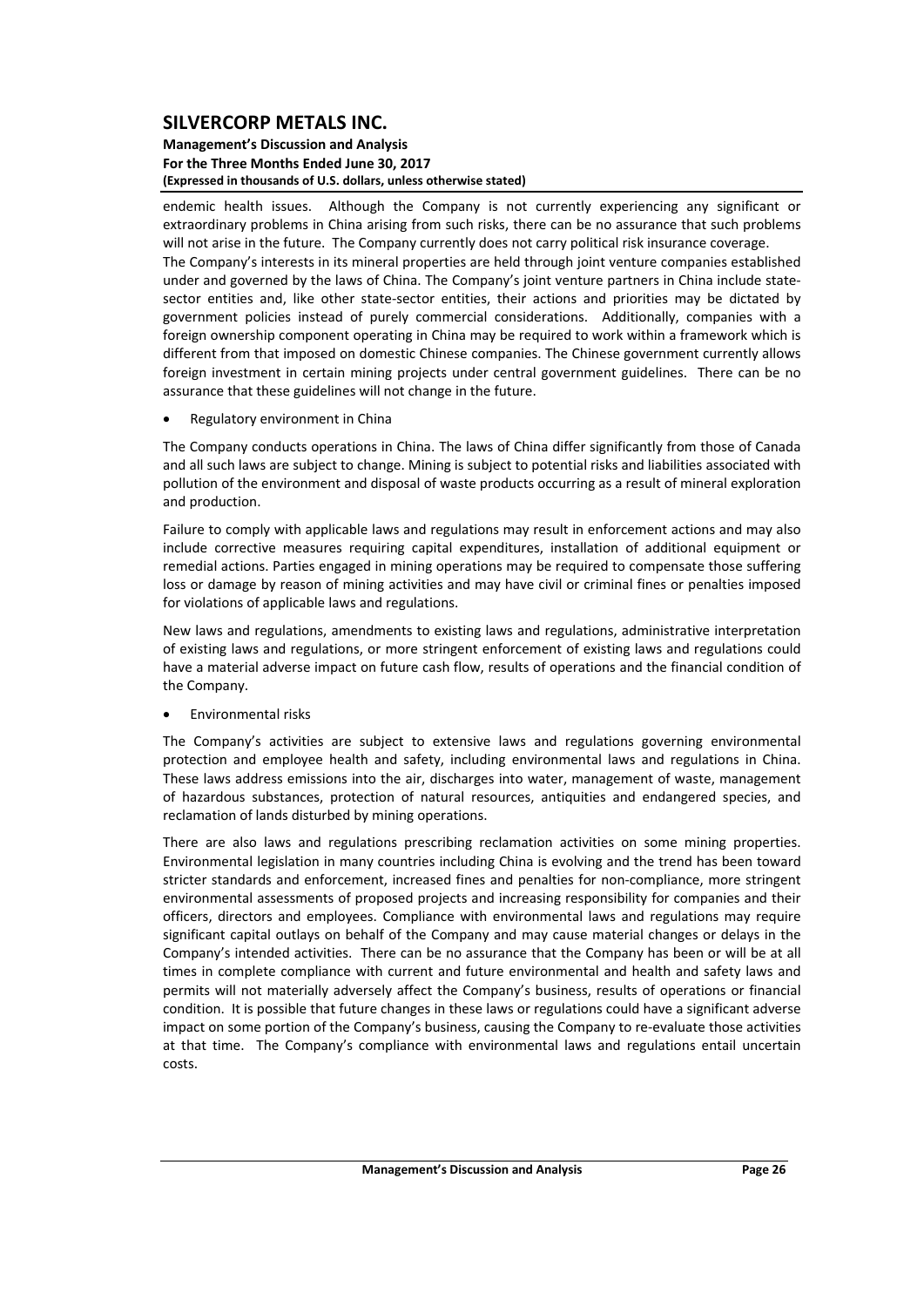endemic health issues. Although the Company is not currently experiencing any significant or extraordinary problems in China arising from such risks, there can be no assurance that such problems will not arise in the future. The Company currently does not carry political risk insurance coverage.

The Company's interests in its mineral properties are held through joint venture companies established under and governed by the laws of China. The Company's joint venture partners in China include state-sector entities and, like other state-sector entities, their actions and priorities may be dictated by government policies instead of purely commercial considerations. Additionally, companies with a foreign ownership component operating in China may be required to work within a framework which is different from that imposed on domestic Chinese companies. The Chinese government currently allows foreign investment in certain mining projects under central government guidelines. There can be no assurance that these guidelines will not change in the future.

- Regulatory environment in China

The Company conducts operations in China. The laws of China differ significantly from those of Canada and all such laws are subject to change. Mining is subject to potential risks and liabilities associated with pollution of the environment and disposal of waste products occurring as a result of mineral exploration and production.

Failure to comply with applicable laws and regulations may result in enforcement actions and may also include corrective measures requiring capital expenditures, installation of additional equipment or remedial actions. Parties engaged in mining operations may be required to compensate those suffering loss or damage by reason of mining activities and may have civil or criminal fines or penalties imposed for violations of applicable laws and regulations.

New laws and regulations, amendments to existing laws and regulations, administrative interpretation of existing laws and regulations, or more stringent enforcement of existing laws and regulations could have a material adverse impact on future cash flow, results of operations and the financial condition of the Company.

- Environmental risks

The Company's activities are subject to extensive laws and regulations governing environmental protection and employee health and safety, including environmental laws and regulations in China. These laws address emissions into the air, discharges into water, management of waste, management of hazardous substances, protection of natural resources, antiquities and endangered species, and reclamation of lands disturbed by mining operations.

There are also laws and regulations prescribing reclamation activities on some mining properties. Environmental legislation in many countries including China is evolving and the trend has been toward stricter standards and enforcement, increased fines and penalties for non-compliance, more stringent environmental assessments of proposed projects and increasing responsibility for companies and their officers, directors and employees. Compliance with environmental laws and regulations may require significant capital outlays on behalf of the Company and may cause material changes or delays in the Company's intended activities. There can be no assurance that the Company has been or will be at all times in complete compliance with current and future environmental and health and safety laws and permits will not materially adversely affect the Company's business, results of operations or financial condition. It is possible that future changes in these laws or regulations could have a significant adverse impact on some portion of the Company's business, causing the Company to re-evaluate those activities at that time. The Company's compliance with environmental laws and regulations entail uncertain costs.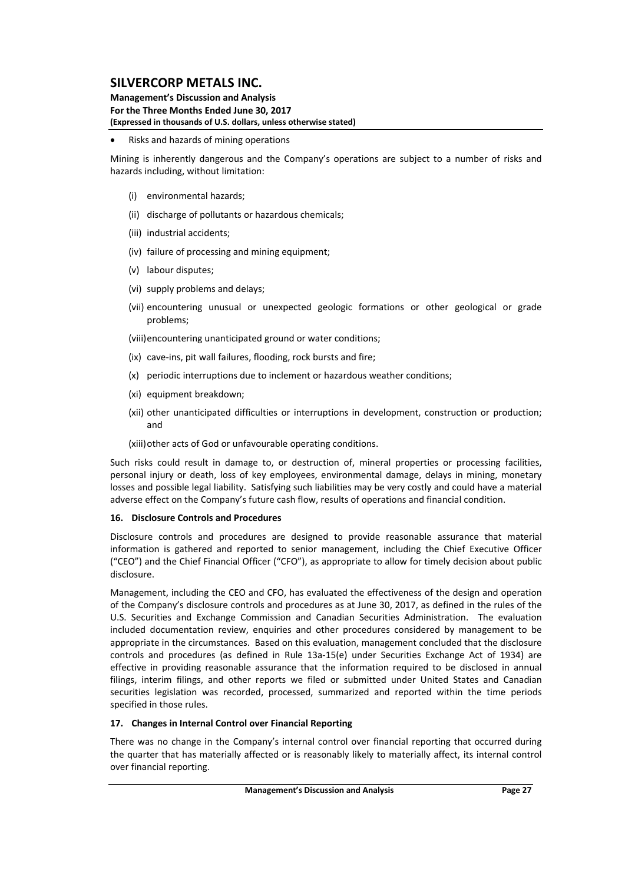- Risks and hazards of mining operations

Mining is inherently dangerous and the Company's operations are subject to a number of risks and hazards including, without limitation:

(i) environmental hazards;

(ii) discharge of pollutants or hazardous chemicals;

(iii) industrial accidents;

(iv) failure of processing and mining equipment;

(v) labour disputes;

(vi) supply problems and delays;

(vii) encountering unusual or unexpected geologic formations or other geological or grade problems;

(viii) encountering unanticipated ground or water conditions;

(ix) cave-ins, pit wall failures, flooding, rock bursts and fire;

(x) periodic interruptions due to inclement or hazardous weather conditions;

(xi) equipment breakdown;

(xii) other unanticipated difficulties or interruptions in development, construction or production; and

(xiii) other acts of God or unfavourable operating conditions.

Such risks could result in damage to, or destruction of, mineral properties or processing facilities, personal injury or death, loss of key employees, environmental damage, delays in mining, monetary losses and possible legal liability. Satisfying such liabilities may be very costly and could have a material adverse effect on the Company's future cash flow, results of operations and financial condition.

## 16. Disclosure Controls and Procedures

Disclosure controls and procedures are designed to provide reasonable assurance that material information is gathered and reported to senior management, including the Chief Executive Officer ("CEO") and the Chief Financial Officer ("CFO"), as appropriate to allow for timely decision about public disclosure.

Management, including the CEO and CFO, has evaluated the effectiveness of the design and operation of the Company's disclosure controls and procedures as at June 30, 2017, as defined in the rules of the U.S. Securities and Exchange Commission and Canadian Securities Administration. The evaluation included documentation review, enquiries and other procedures considered by management to be appropriate in the circumstances. Based on this evaluation, management concluded that the disclosure controls and procedures (as defined in Rule 13a-15(e) under Securities Exchange Act of 1934) are effective in providing reasonable assurance that the information required to be disclosed in annual filings, interim filings, and other reports we filed or submitted under United States and Canadian securities legislation was recorded, processed, summarized and reported within the time periods specified in those rules.

## 17. Changes in Internal Control over Financial Reporting

There was no change in the Company's internal control over financial reporting that occurred during the quarter that has materially affected or is reasonably likely to materially affect, its internal control over financial reporting.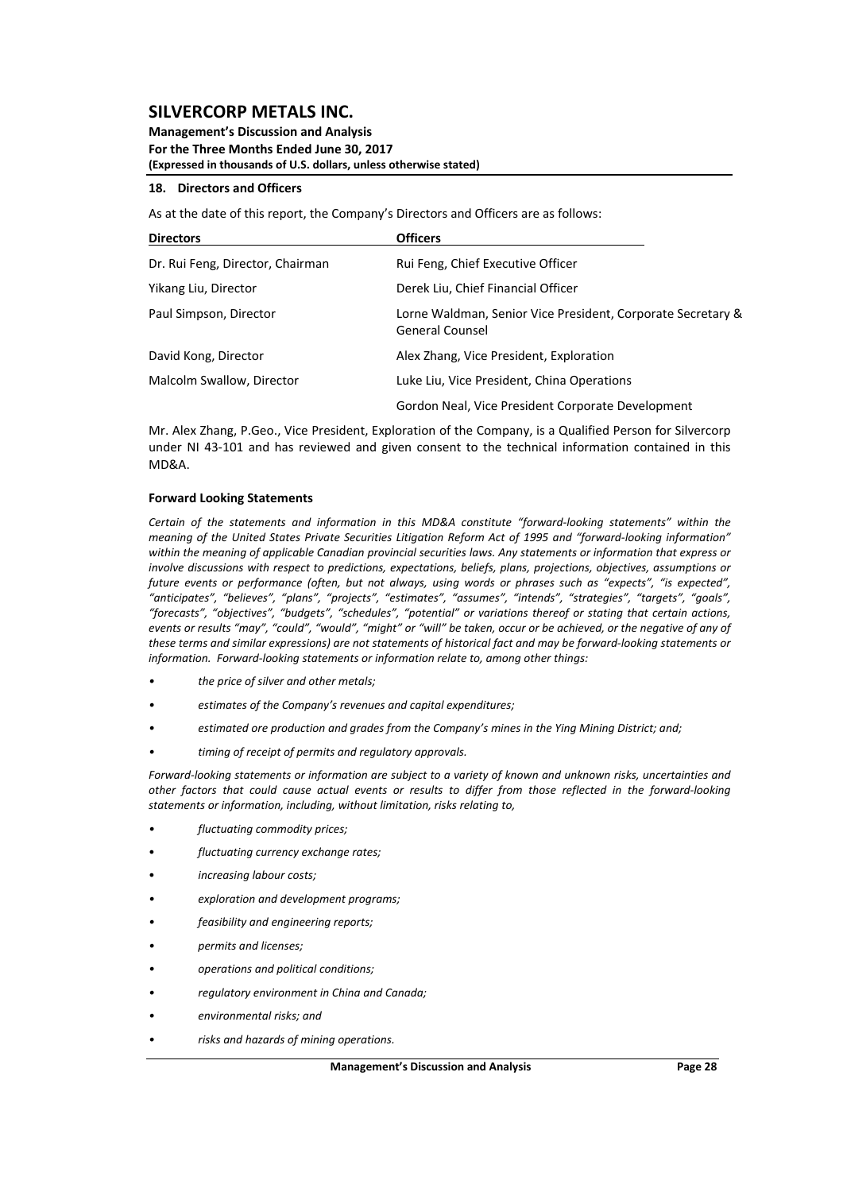## 18. Directors and Officers

As at the date of this report, the Company's Directors and Officers are as follows:

| Directors | Officers |
|---|---|
| Dr. Rui Feng, Director, Chairman | Rui Feng, Chief Executive Officer |
| Yikang Liu, Director | Derek Liu, Chief Financial Officer |
| Paul Simpson, Director | Lorne Waldman, Senior Vice President, Corporate Secretary & General Counsel |
| David Kong, Director | Alex Zhang, Vice President, Exploration |
| Malcolm Swallow, Director | Luke Liu, Vice President, China Operations |
| | Gordon Neal, Vice President Corporate Development |

Mr. Alex Zhang, P.Geo., Vice President, Exploration of the Company, is a Qualified Person for Silvercorp under NI 43-101 and has reviewed and given consent to the technical information contained in this MD&A.

### Forward Looking Statements

*Certain of the statements and information in this MD&A constitute "forward-looking statements" within the meaning of the United States Private Securities Litigation Reform Act of 1995 and "forward-looking information" within the meaning of applicable Canadian provincial securities laws. Any statements or information that express or involve discussions with respect to predictions, expectations, beliefs, plans, projections, objectives, assumptions or future events or performance (often, but not always, using words or phrases such as "expects", "is expected", "anticipates", "believes", "plans", "projects", "estimates", "assumes", "intends", "strategies", "targets", "goals", "forecasts", "objectives", "budgets", "schedules", "potential" or variations thereof or stating that certain actions, events or results "may", "could", "would", "might" or "will" be taken, occur or be achieved, or the negative of any of these terms and similar expressions) are not statements of historical fact and may be forward-looking statements or information. Forward-looking statements or information relate to, among other things:*

- *the price of silver and other metals;*
- *estimates of the Company's revenues and capital expenditures;*
- *estimated ore production and grades from the Company's mines in the Ying Mining District; and;*
- *timing of receipt of permits and regulatory approvals.*

*Forward-looking statements or information are subject to a variety of known and unknown risks, uncertainties and other factors that could cause actual events or results to differ from those reflected in the forward-looking statements or information, including, without limitation, risks relating to,*

- *fluctuating commodity prices;*
- *fluctuating currency exchange rates;*
- *increasing labour costs;*
- *exploration and development programs;*
- *feasibility and engineering reports;*
- *permits and licenses;*
- *operations and political conditions;*
- *regulatory environment in China and Canada;*
- *environmental risks; and*
- *risks and hazards of mining operations.*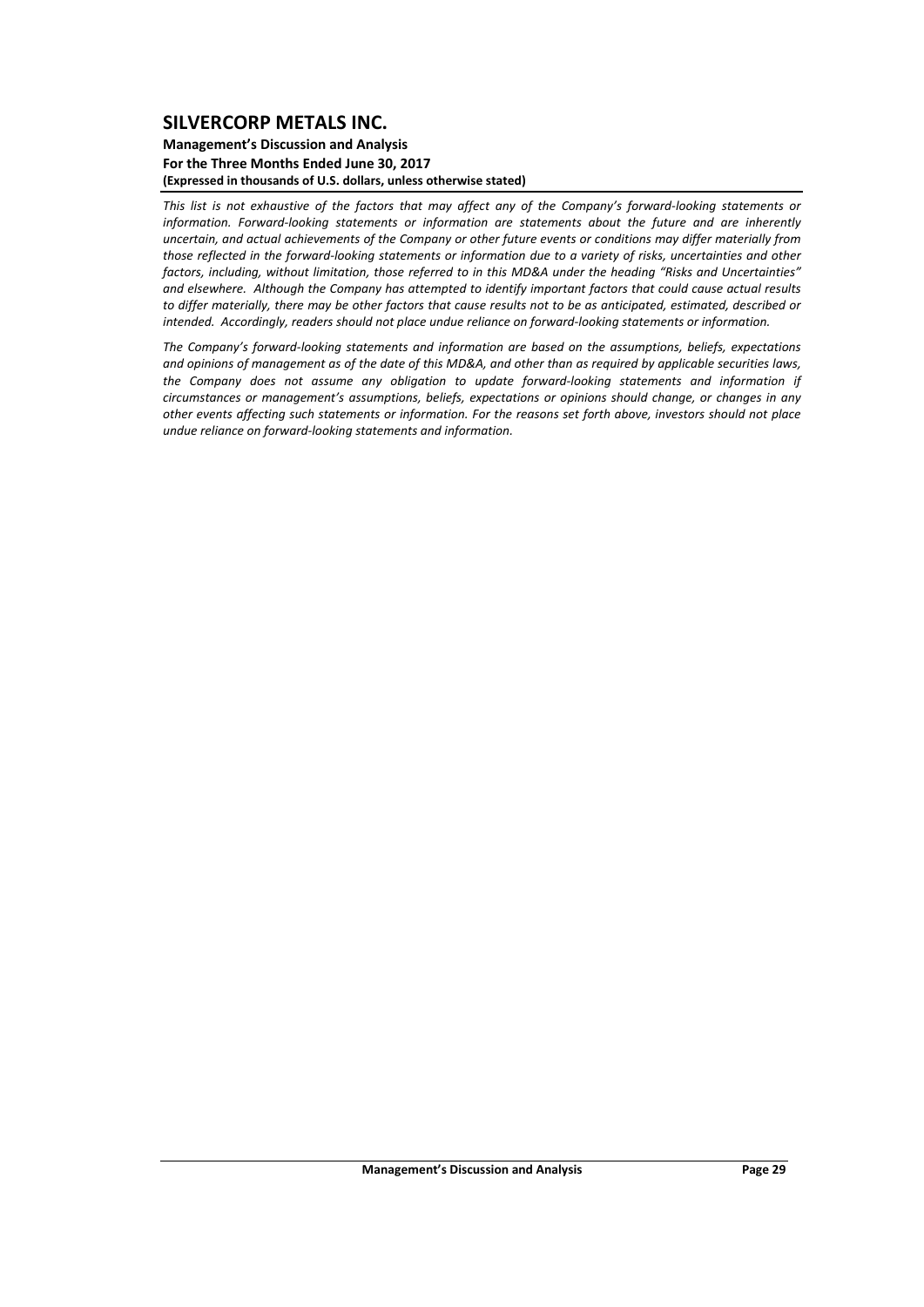*This list is not exhaustive of the factors that may affect any of the Company's forward-looking statements or information. Forward-looking statements or information are statements about the future and are inherently uncertain, and actual achievements of the Company or other future events or conditions may differ materially from those reflected in the forward-looking statements or information due to a variety of risks, uncertainties and other factors, including, without limitation, those referred to in this MD&A under the heading "Risks and Uncertainties" and elsewhere. Although the Company has attempted to identify important factors that could cause actual results to differ materially, there may be other factors that cause results not to be as anticipated, estimated, described or intended. Accordingly, readers should not place undue reliance on forward-looking statements or information.*

*The Company's forward-looking statements and information are based on the assumptions, beliefs, expectations and opinions of management as of the date of this MD&A, and other than as required by applicable securities laws, the Company does not assume any obligation to update forward-looking statements and information if circumstances or management's assumptions, beliefs, expectations or opinions should change, or changes in any other events affecting such statements or information. For the reasons set forth above, investors should not place undue reliance on forward-looking statements and information.*